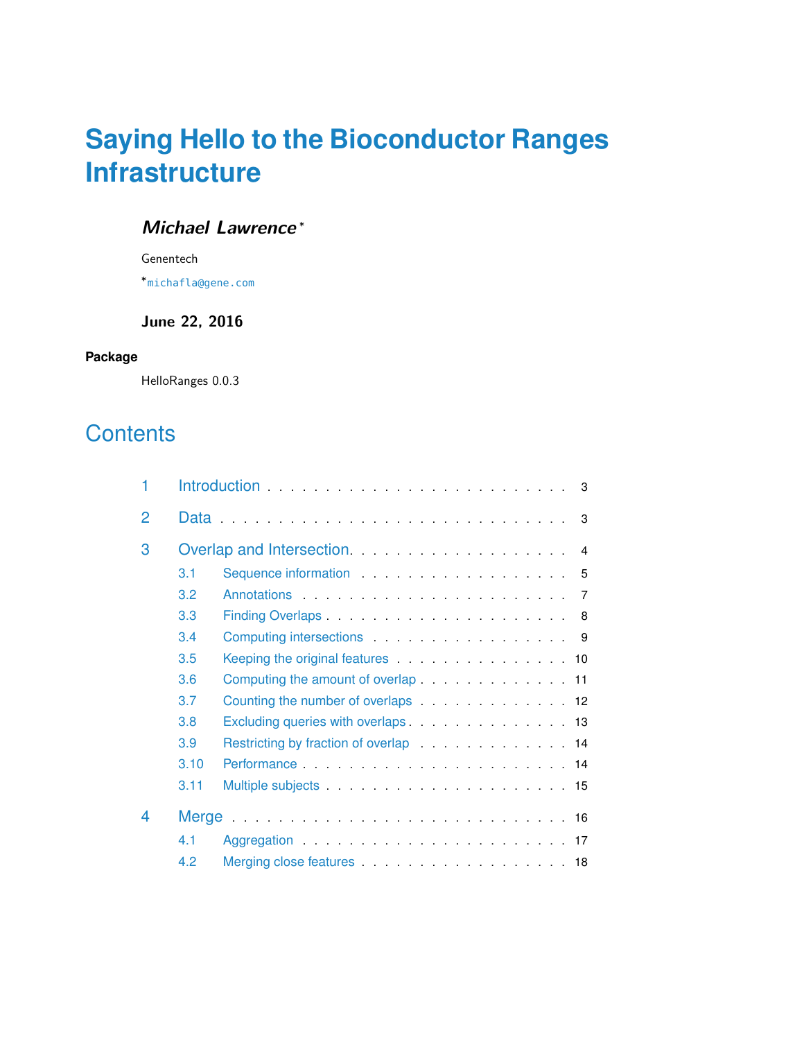# Saying Hello to the Bioconductor Ranges Infrastructure

***Michael Lawrence*** *

Genentech

*michafla@gene.com

**June 22, 2016**

**Package**

HelloRanges 0.0.3

## Contents

1 Introduction . . . . . . . . . . . . . . . . . . . . . . . . . 3

2 Data . . . . . . . . . . . . . . . . . . . . . . . . . . . . 3

3 Overlap and Intersection. . . . . . . . . . . . . . . . . . . . 4

- 3.1 Sequence information . . . . . . . . . . . . . . . . . . 5
- 3.2 Annotations . . . . . . . . . . . . . . . . . . . . . . . 7
- 3.3 Finding Overlaps . . . . . . . . . . . . . . . . . . . . . 8
- 3.4 Computing intersections . . . . . . . . . . . . . . . . . 9
- 3.5 Keeping the original features . . . . . . . . . . . . . . . 10
- 3.6 Computing the amount of overlap . . . . . . . . . . . . . 11
- 3.7 Counting the number of overlaps . . . . . . . . . . . . . 12
- 3.8 Excluding queries with overlaps . . . . . . . . . . . . . . 13
- 3.9 Restricting by fraction of overlap . . . . . . . . . . . . . 14
- 3.10 Performance . . . . . . . . . . . . . . . . . . . . . . . 14
- 3.11 Multiple subjects . . . . . . . . . . . . . . . . . . . . . 15

4 Merge . . . . . . . . . . . . . . . . . . . . . . . . . . . . 16

- 4.1 Aggregation . . . . . . . . . . . . . . . . . . . . . . . 17
- 4.2 Merging close features . . . . . . . . . . . . . . . . . . 18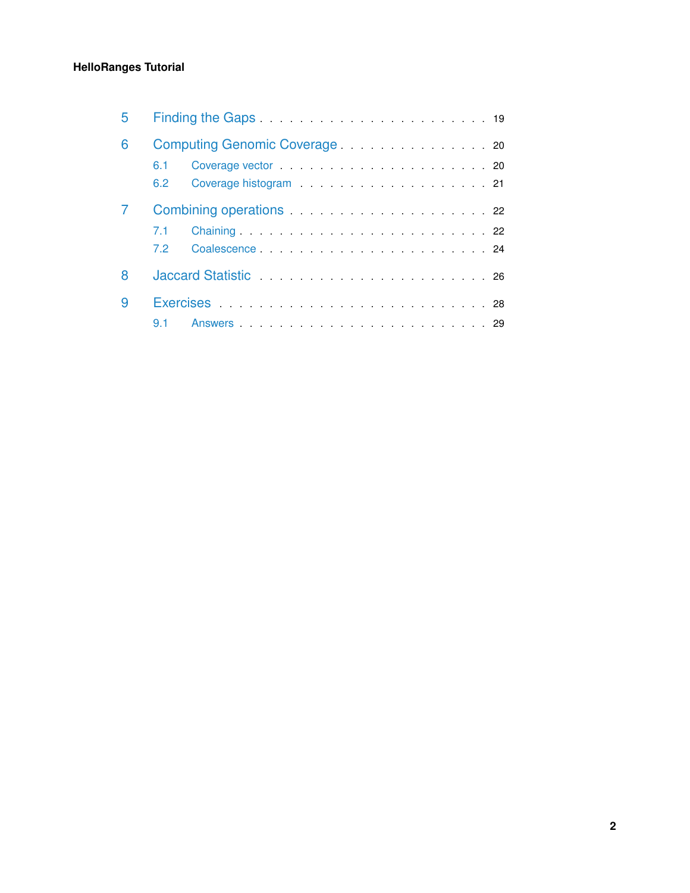5 Finding the Gaps . . . . . . . . . . . . . . . . . . . . . . . 19

6 Computing Genomic Coverage . . . . . . . . . . . . . . . 20

6.1 Coverage vector . . . . . . . . . . . . . . . . . . . . 20

6.2 Coverage histogram . . . . . . . . . . . . . . . . . . 21

7 Combining operations . . . . . . . . . . . . . . . . . . . 22

7.1 Chaining . . . . . . . . . . . . . . . . . . . . . . . . 22

7.2 Coalescence . . . . . . . . . . . . . . . . . . . . . . 24

8 Jaccard Statistic . . . . . . . . . . . . . . . . . . . . . 26

9 Exercises . . . . . . . . . . . . . . . . . . . . . . . . . 28

9.1 Answers . . . . . . . . . . . . . . . . . . . . . . . . 29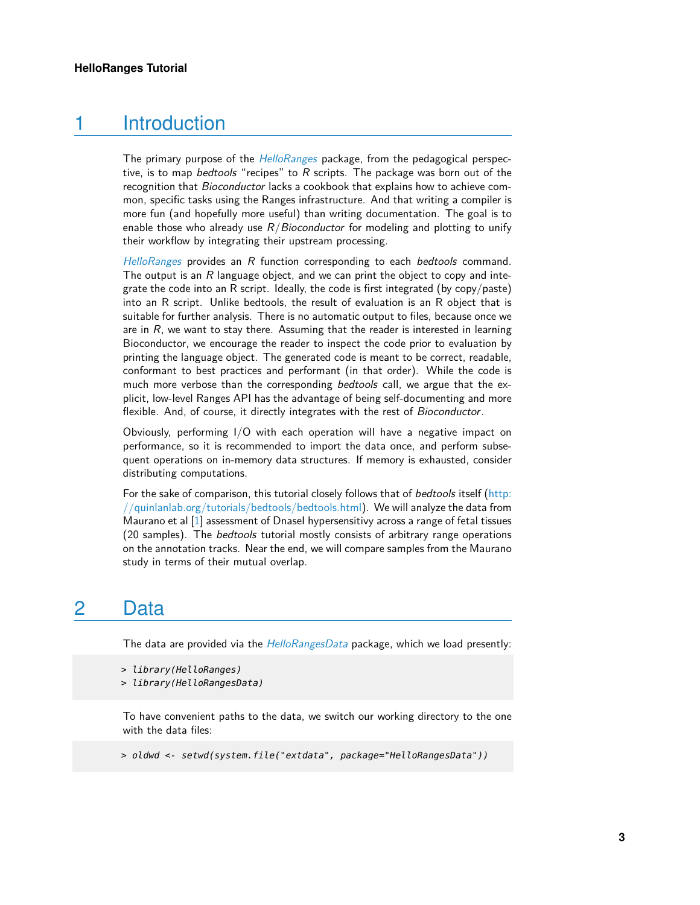# 1 Introduction

The primary purpose of the *HelloRanges* package, from the pedagogical perspective, is to map *bedtools* "recipes" to *R* scripts. The package was born out of the recognition that *Bioconductor* lacks a cookbook that explains how to achieve common, specific tasks using the Ranges infrastructure. And that writing a compiler is more fun (and hopefully more useful) than writing documentation. The goal is to enable those who already use *R*/*Bioconductor* for modeling and plotting to unify their workflow by integrating their upstream processing.

*HelloRanges* provides an *R* function corresponding to each *bedtools* command. The output is an *R* language object, and we can print the object to copy and integrate the code into an R script. Ideally, the code is first integrated (by copy/paste) into an R script. Unlike bedtools, the result of evaluation is an R object that is suitable for further analysis. There is no automatic output to files, because once we are in *R*, we want to stay there. Assuming that the reader is interested in learning Bioconductor, we encourage the reader to inspect the code prior to evaluation by printing the language object. The generated code is meant to be correct, readable, conformant to best practices and performant (in that order). While the code is much more verbose than the corresponding *bedtools* call, we argue that the explicit, low-level Ranges API has the advantage of being self-documenting and more flexible. And, of course, it directly integrates with the rest of *Bioconductor*.

Obviously, performing I/O with each operation will have a negative impact on performance, so it is recommended to import the data once, and perform subsequent operations on in-memory data structures. If memory is exhausted, consider distributing computations.

For the sake of comparison, this tutorial closely follows that of *bedtools* itself (http://quinlanlab.org/tutorials/bedtools/bedtools.html). We will analyze the data from Maurano et al [1] assessment of DnaseI hypersensitivy across a range of fetal tissues (20 samples). The *bedtools* tutorial mostly consists of arbitrary range operations on the annotation tracks. Near the end, we will compare samples from the Maurano study in terms of their mutual overlap.

# 2 Data

The data are provided via the *HelloRangesData* package, which we load presently:

```
> library(HelloRanges)
> library(HelloRangesData)
```

To have convenient paths to the data, we switch our working directory to the one with the data files:

```
> oldwd <- setwd(system.file("extdata", package="HelloRangesData"))
```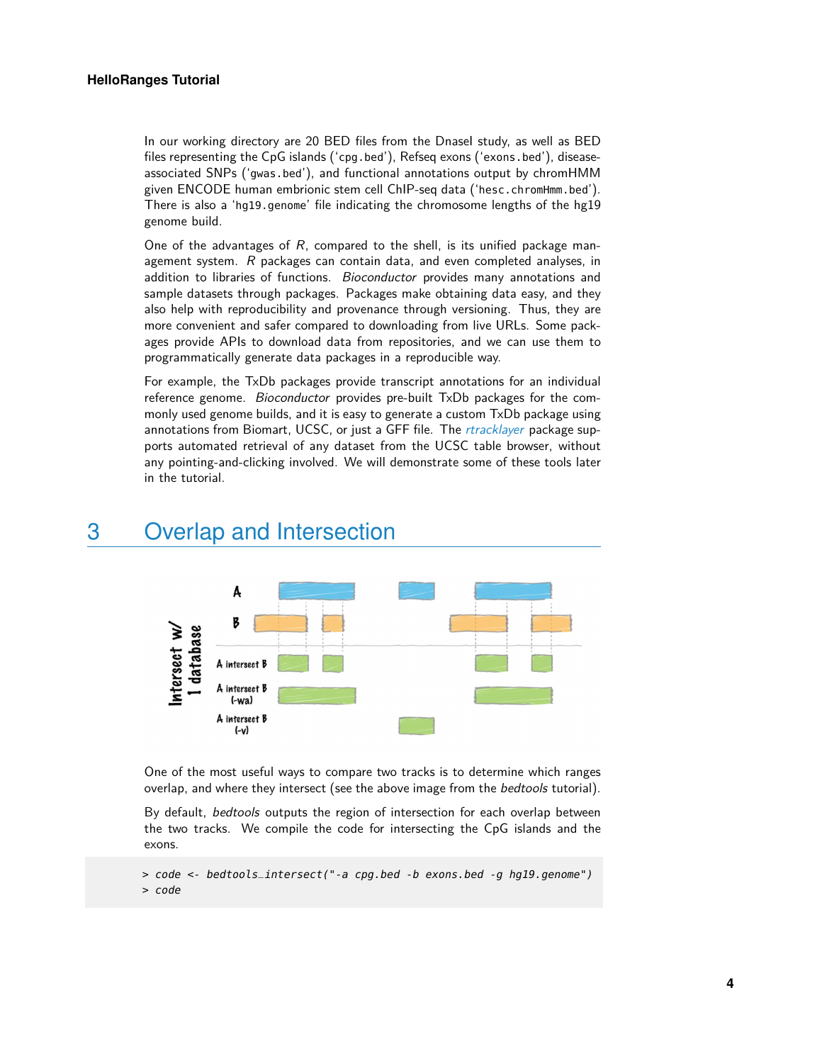In our working directory are 20 BED files from the DnaseI study, as well as BED files representing the CpG islands ('cpg.bed'), Refseq exons ('exons.bed'), disease-associated SNPs ('gwas.bed'), and functional annotations output by chromHMM given ENCODE human embrionic stem cell ChIP-seq data ('hesc.chromHmm.bed'). There is also a 'hg19.genome' file indicating the chromosome lengths of the hg19 genome build.

One of the advantages of *R*, compared to the shell, is its unified package management system. *R* packages can contain data, and even completed analyses, in addition to libraries of functions. *Bioconductor* provides many annotations and sample datasets through packages. Packages make obtaining data easy, and they also help with reproducibility and provenance through versioning. Thus, they are more convenient and safer compared to downloading from live URLs. Some packages provide APIs to download data from repositories, and we can use them to programmatically generate data packages in a reproducible way.

For example, the TxDb packages provide transcript annotations for an individual reference genome. *Bioconductor* provides pre-built TxDb packages for the commonly used genome builds, and it is easy to generate a custom TxDb package using annotations from Biomart, UCSC, or just a GFF file. The *rtracklayer* package supports automated retrieval of any dataset from the UCSC table browser, without any pointing-and-clicking involved. We will demonstrate some of these tools later in the tutorial.

# 3 Overlap and Intersection

One of the most useful ways to compare two tracks is to determine which ranges overlap, and where they intersect (see the above image from the *bedtools* tutorial).

By default, *bedtools* outputs the region of intersection for each overlap between the two tracks. We compile the code for intersecting the CpG islands and the exons.

```
> code <- bedtools_intersect("-a cpg.bed -b exons.bed -g hg19.genome")
> code
```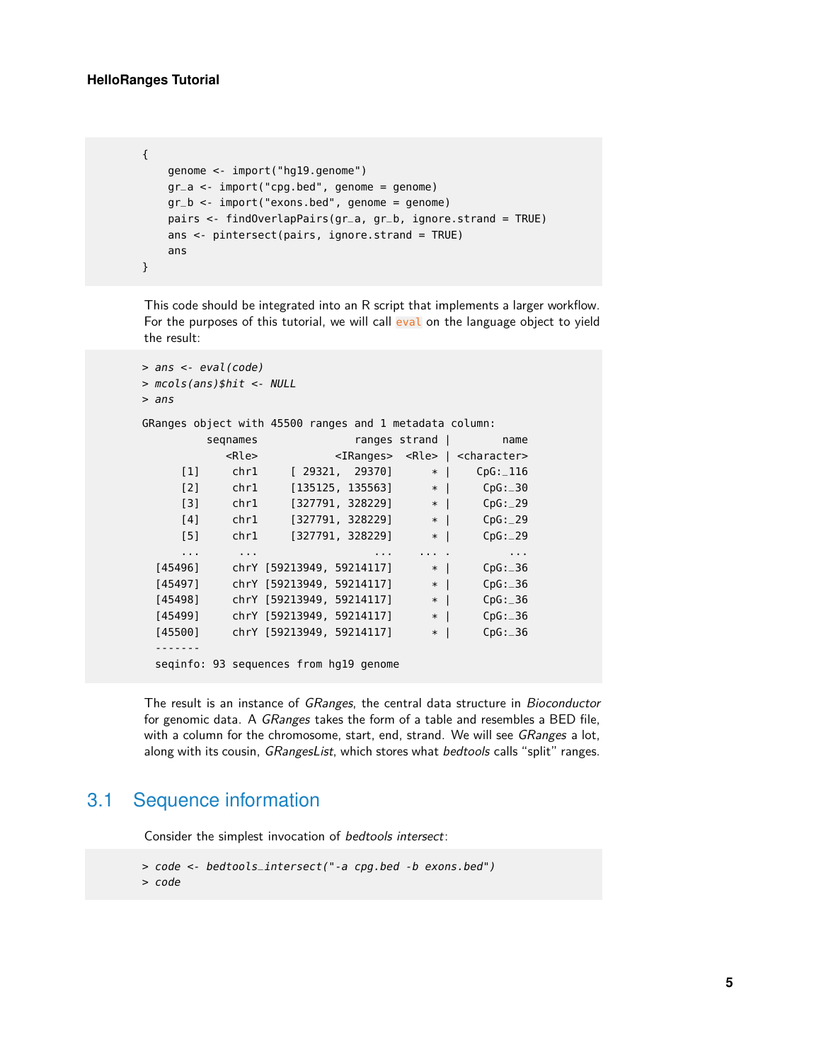```
{
    genome <- import("hg19.genome")
    gr_a <- import("cpg.bed", genome = genome)
    gr_b <- import("exons.bed", genome = genome)
    pairs <- findOverlapPairs(gr_a, gr_b, ignore.strand = TRUE)
    ans <- pintersect(pairs, ignore.strand = TRUE)
    ans
}
```

This code should be integrated into an R script that implements a larger workflow. For the purposes of this tutorial, we will call `eval` on the language object to yield the result:

```
> ans <- eval(code)
> mcols(ans)$hit <- NULL
> ans

GRanges object with 45500 ranges and 1 metadata column:
          seqnames               ranges strand |        name
             <Rle>            <IRanges>  <Rle> | <character>
      [1]     chr1     [ 29321,  29370]      * |    CpG:_116
      [2]     chr1     [135125, 135563]      * |     CpG:_30
      [3]     chr1     [327791, 328229]      * |     CpG:_29
      [4]     chr1     [327791, 328229]      * |     CpG:_29
      [5]     chr1     [327791, 328229]      * |     CpG:_29
      ...      ...                  ...    ... .         ...
  [45496]     chrY [59213949, 59214117]      * |     CpG:_36
  [45497]     chrY [59213949, 59214117]      * |     CpG:_36
  [45498]     chrY [59213949, 59214117]      * |     CpG:_36
  [45499]     chrY [59213949, 59214117]      * |     CpG:_36
  [45500]     chrY [59213949, 59214117]      * |     CpG:_36
  -------
  seqinfo: 93 sequences from hg19 genome
```

The result is an instance of *GRanges*, the central data structure in *Bioconductor* for genomic data. A *GRanges* takes the form of a table and resembles a BED file, with a column for the chromosome, start, end, strand. We will see *GRanges* a lot, along with its cousin, *GRangesList*, which stores what *bedtools* calls "split" ranges.

## 3.1 Sequence information

Consider the simplest invocation of *bedtools intersect*:

```
> code <- bedtools_intersect("-a cpg.bed -b exons.bed")
> code
```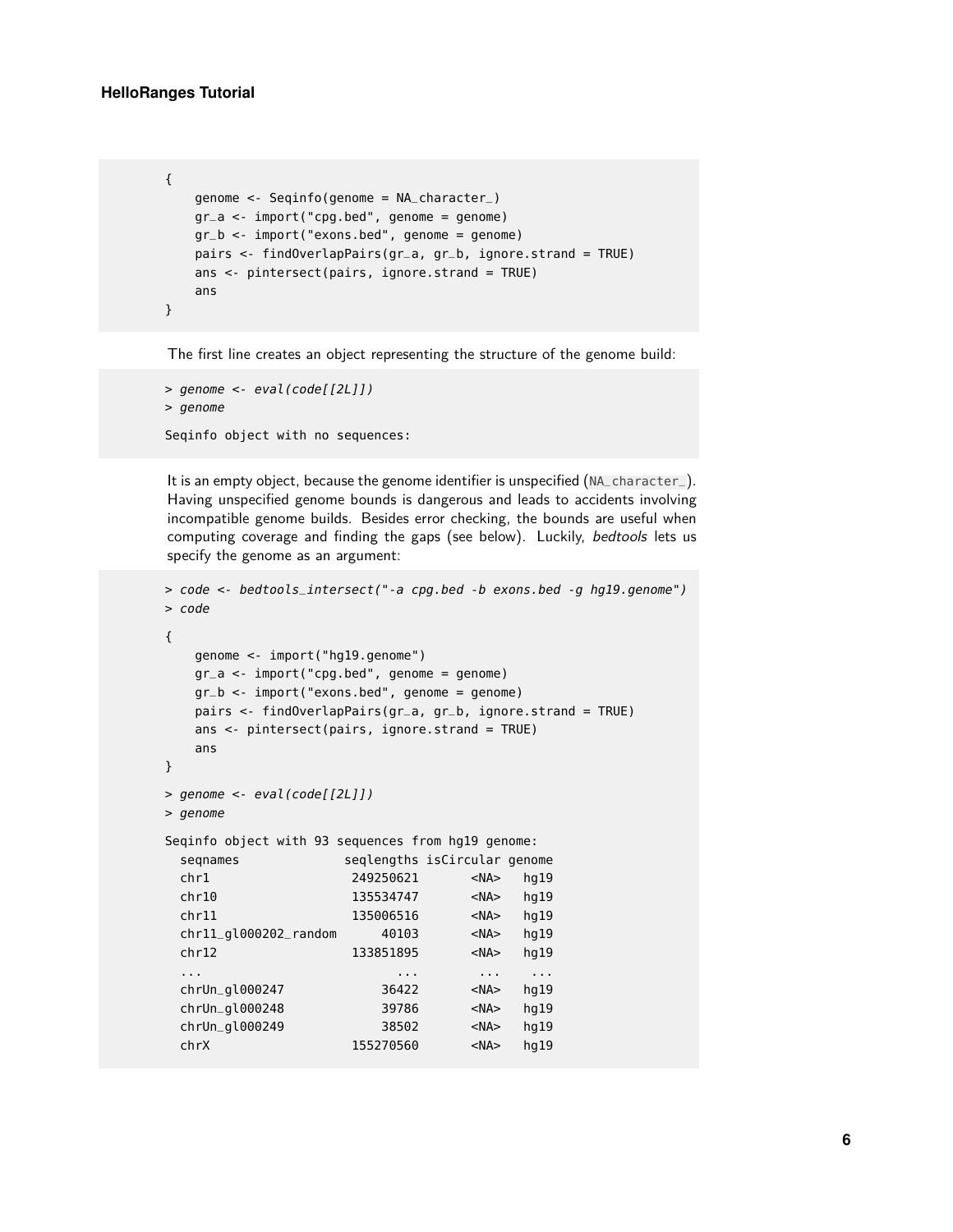```
{
    genome <- Seqinfo(genome = NA_character_)
    gr_a <- import("cpg.bed", genome = genome)
    gr_b <- import("exons.bed", genome = genome)
    pairs <- findOverlapPairs(gr_a, gr_b, ignore.strand = TRUE)
    ans <- pintersect(pairs, ignore.strand = TRUE)
    ans
}
```

The first line creates an object representing the structure of the genome build:

```
> genome <- eval(code[[2L]])
> genome

Seqinfo object with no sequences:
```

It is an empty object, because the genome identifier is unspecified (`NA_character_`). Having unspecified genome bounds is dangerous and leads to accidents involving incompatible genome builds. Besides error checking, the bounds are useful when computing coverage and finding the gaps (see below). Luckily, *bedtools* lets us specify the genome as an argument:

```
> code <- bedtools_intersect("-a cpg.bed -b exons.bed -g hg19.genome")
> code

{
    genome <- import("hg19.genome")
    gr_a <- import("cpg.bed", genome = genome)
    gr_b <- import("exons.bed", genome = genome)
    pairs <- findOverlapPairs(gr_a, gr_b, ignore.strand = TRUE)
    ans <- pintersect(pairs, ignore.strand = TRUE)
    ans
}

> genome <- eval(code[[2L]])
> genome

Seqinfo object with 93 sequences from hg19 genome:
  seqnames              seqlengths isCircular genome
  chr1                   249250621       <NA>   hg19
  chr10                  135534747       <NA>   hg19
  chr11                  135006516       <NA>   hg19
  chr11_gl000202_random      40103       <NA>   hg19
  chr12                  133851895       <NA>   hg19
  ...                          ...        ...    ...
  chrUn_gl000247             36422       <NA>   hg19
  chrUn_gl000248             39786       <NA>   hg19
  chrUn_gl000249             38502       <NA>   hg19
  chrX                   155270560       <NA>   hg19
```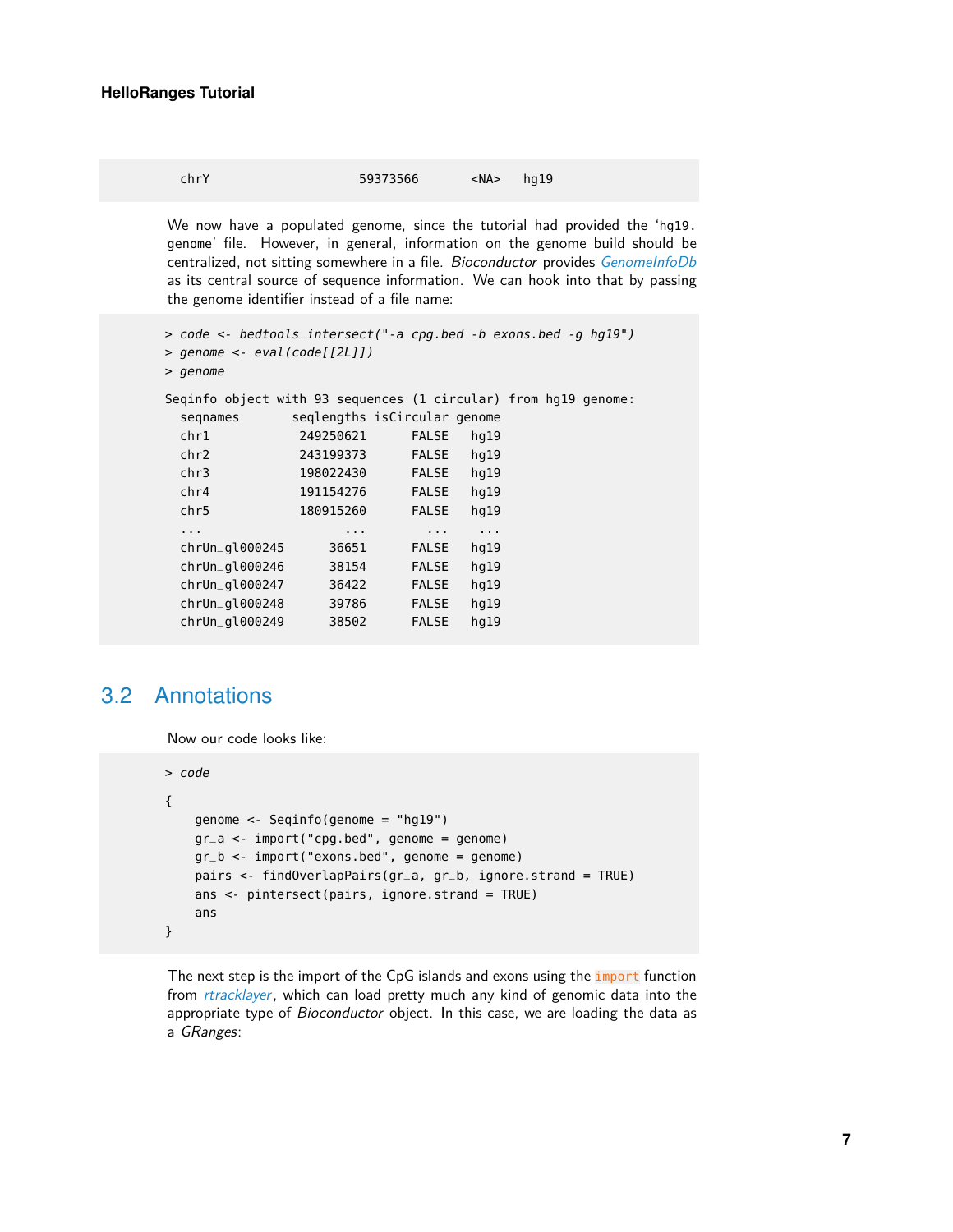```
  chrY                        59373566       <NA>    hg19
```

We now have a populated genome, since the tutorial had provided the 'hg19.genome' file. However, in general, information on the genome build should be centralized, not sitting somewhere in a file. *Bioconductor* provides *GenomeInfoDb* as its central source of sequence information. We can hook into that by passing the genome identifier instead of a file name:

```
> code <- bedtools_intersect("-a cpg.bed -b exons.bed -g hg19")
> genome <- eval(code[[2L]])
> genome

Seqinfo object with 93 sequences (1 circular) from hg19 genome:
  seqnames       seqlengths isCircular genome
  chr1            249250621      FALSE   hg19
  chr2            243199373      FALSE   hg19
  chr3            198022430      FALSE   hg19
  chr4            191154276      FALSE   hg19
  chr5            180915260      FALSE   hg19
  ...                   ...        ...    ...
  chrUn_gl000245      36651      FALSE   hg19
  chrUn_gl000246      38154      FALSE   hg19
  chrUn_gl000247      36422      FALSE   hg19
  chrUn_gl000248      39786      FALSE   hg19
  chrUn_gl000249      38502      FALSE   hg19
```

## 3.2 Annotations

Now our code looks like:

```
> code

{
    genome <- Seqinfo(genome = "hg19")
    gr_a <- import("cpg.bed", genome = genome)
    gr_b <- import("exons.bed", genome = genome)
    pairs <- findOverlapPairs(gr_a, gr_b, ignore.strand = TRUE)
    ans <- pintersect(pairs, ignore.strand = TRUE)
    ans
}
```

The next step is the import of the CpG islands and exons using the `import` function from *rtracklayer*, which can load pretty much any kind of genomic data into the appropriate type of *Bioconductor* object. In this case, we are loading the data as a *GRanges*: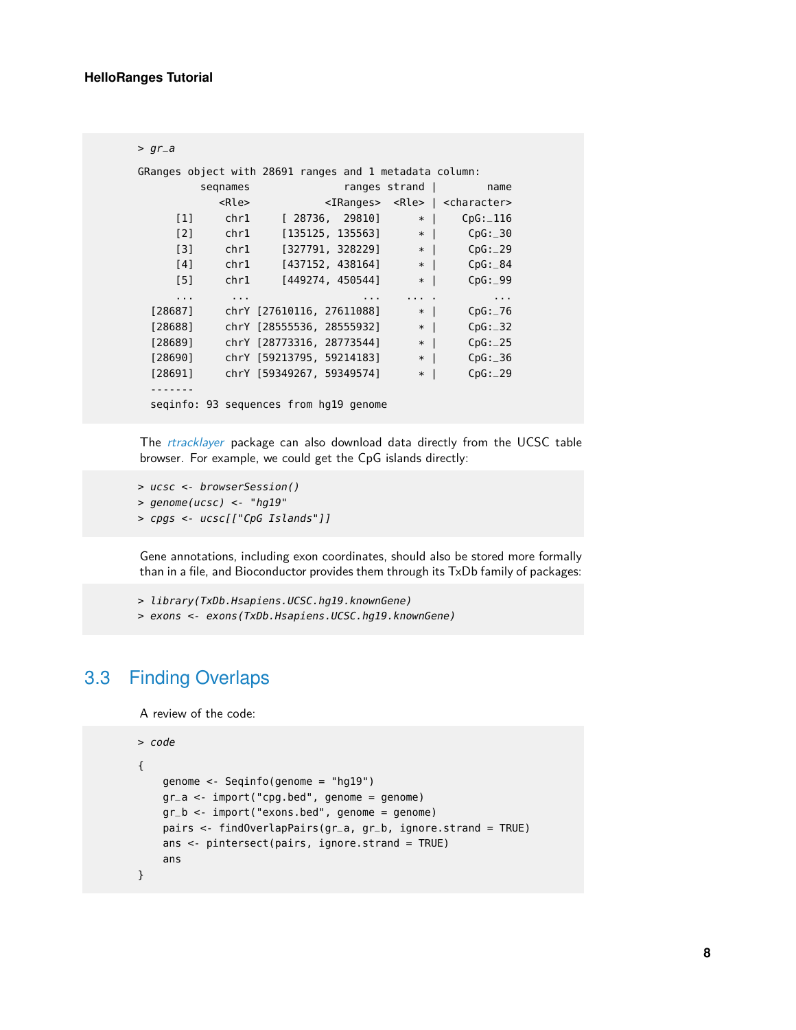```
> gr_a
GRanges object with 28691 ranges and 1 metadata column:
          seqnames               ranges strand |        name
             <Rle>            <IRanges>  <Rle> | <character>
      [1]     chr1     [ 28736,   29810]      * |    CpG:_116
      [2]     chr1     [135125, 135563]      * |     CpG:_30
      [3]     chr1     [327791, 328229]      * |     CpG:_29
      [4]     chr1     [437152, 438164]      * |     CpG:_84
      [5]     chr1     [449274, 450544]      * |     CpG:_99
      ...      ...                  ...    ... .         ...
  [28687]     chrY [27610116, 27611088]      * |     CpG:_76
  [28688]     chrY [28555536, 28555932]      * |     CpG:_32
  [28689]     chrY [28773316, 28773544]      * |     CpG:_25
  [28690]     chrY [59213795, 59214183]      * |     CpG:_36
  [28691]     chrY [59349267, 59349574]      * |     CpG:_29
  -------
  seqinfo: 93 sequences from hg19 genome
```

The *rtracklayer* package can also download data directly from the UCSC table browser. For example, we could get the CpG islands directly:

```
> ucsc <- browserSession()
> genome(ucsc) <- "hg19"
> cpgs <- ucsc[["CpG Islands"]]
```

Gene annotations, including exon coordinates, should also be stored more formally than in a file, and Bioconductor provides them through its TxDb family of packages:

```
> library(TxDb.Hsapiens.UCSC.hg19.knownGene)
> exons <- exons(TxDb.Hsapiens.UCSC.hg19.knownGene)
```

## 3.3 Finding Overlaps

A review of the code:

```
> code
{
    genome <- Seqinfo(genome = "hg19")
    gr_a <- import("cpg.bed", genome = genome)
    gr_b <- import("exons.bed", genome = genome)
    pairs <- findOverlapPairs(gr_a, gr_b, ignore.strand = TRUE)
    ans <- pintersect(pairs, ignore.strand = TRUE)
    ans
}
```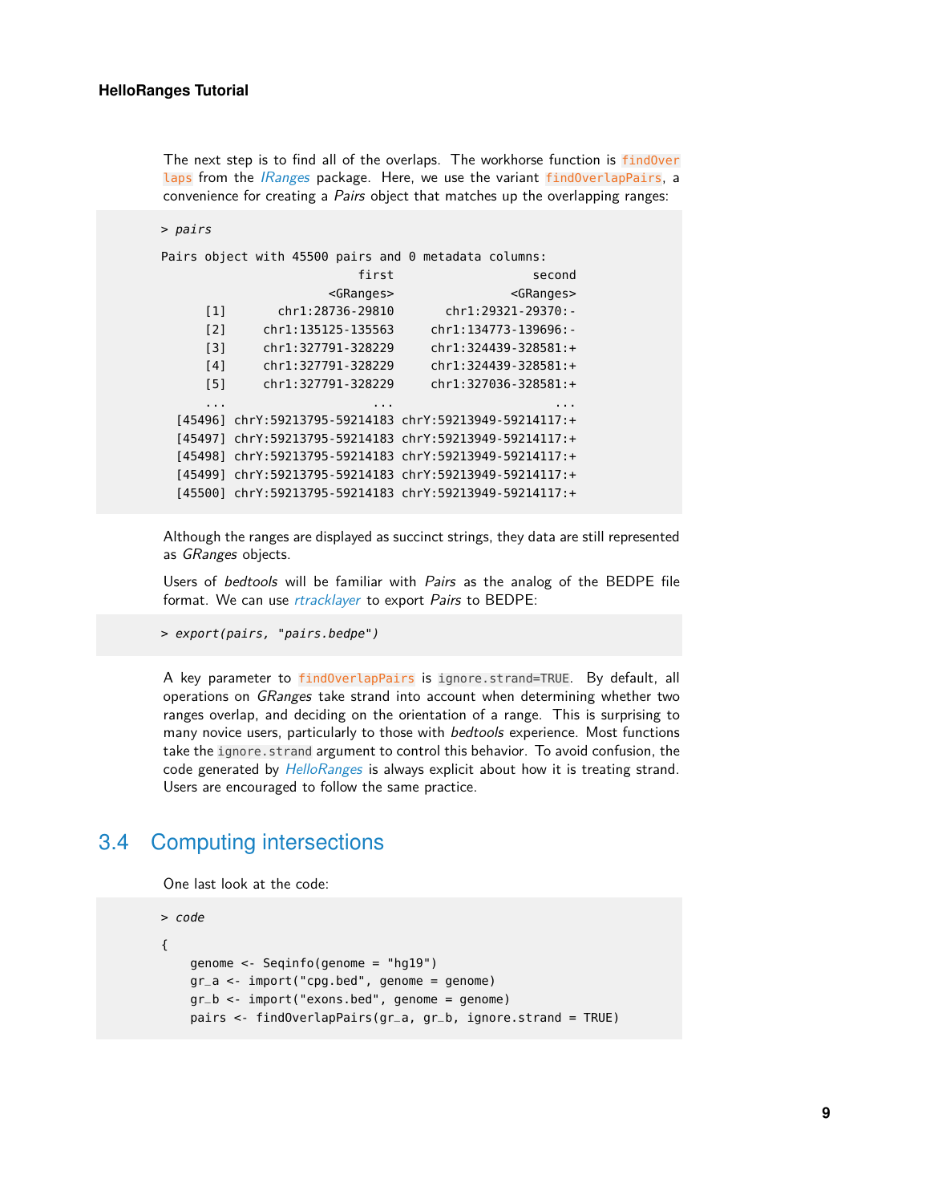The next step is to find all of the overlaps. The workhorse function is `findOverlaps` from the *IRanges* package. Here, we use the variant `findOverlapPairs`, a convenience for creating a *Pairs* object that matches up the overlapping ranges:

```
> pairs

Pairs object with 45500 pairs and 0 metadata columns:
                          first                  second
                      <GRanges>               <GRanges>
      [1]        chr1:28736-29810      chr1:29321-29370:-
      [2]      chr1:135125-135563    chr1:134773-139696:-
      [3]      chr1:327791-328229    chr1:324439-328581:+
      [4]      chr1:327791-328229    chr1:324439-328581:+
      [5]      chr1:327791-328229    chr1:327036-328581:+
      ...                     ...                     ...
  [45496] chrY:59213795-59214183 chrY:59213949-59214117:+
  [45497] chrY:59213795-59214183 chrY:59213949-59214117:+
  [45498] chrY:59213795-59214183 chrY:59213949-59214117:+
  [45499] chrY:59213795-59214183 chrY:59213949-59214117:+
  [45500] chrY:59213795-59214183 chrY:59213949-59214117:+
```

Although the ranges are displayed as succinct strings, they data are still represented as *GRanges* objects.

Users of *bedtools* will be familiar with *Pairs* as the analog of the BEDPE file format. We can use *rtracklayer* to export *Pairs* to BEDPE:

```
> export(pairs, "pairs.bedpe")
```

A key parameter to `findOverlapPairs` is `ignore.strand=TRUE`. By default, all operations on *GRanges* take strand into account when determining whether two ranges overlap, and deciding on the orientation of a range. This is surprising to many novice users, particularly to those with *bedtools* experience. Most functions take the `ignore.strand` argument to control this behavior. To avoid confusion, the code generated by *HelloRanges* is always explicit about how it is treating strand. Users are encouraged to follow the same practice.

## 3.4 Computing intersections

One last look at the code:

```
> code

{
    genome <- Seqinfo(genome = "hg19")
    gr_a <- import("cpg.bed", genome = genome)
    gr_b <- import("exons.bed", genome = genome)
    pairs <- findOverlapPairs(gr_a, gr_b, ignore.strand = TRUE)
```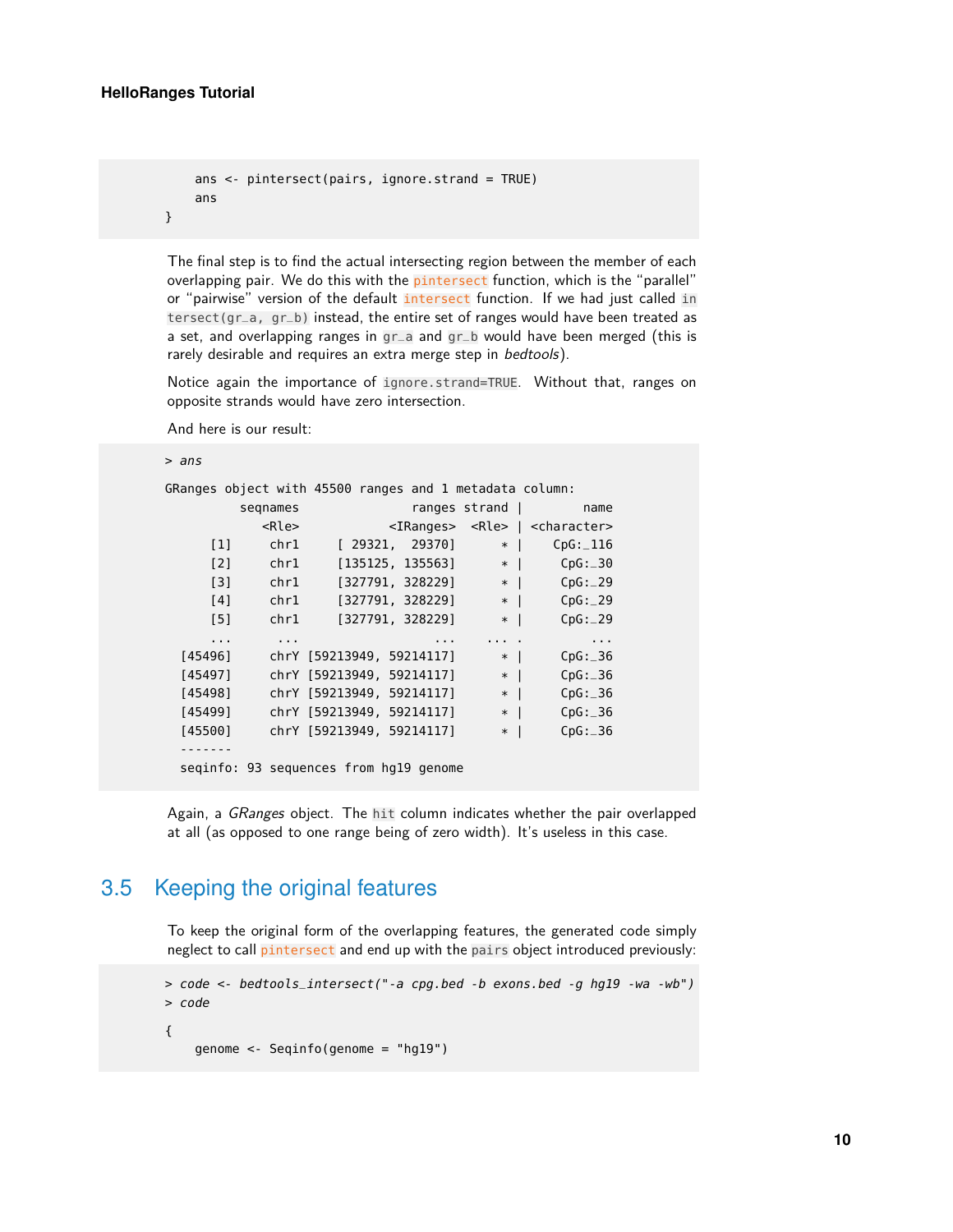```
    ans <- pintersect(pairs, ignore.strand = TRUE)
    ans
}
```

The final step is to find the actual intersecting region between the member of each overlapping pair. We do this with the pintersect function, which is the "parallel" or "pairwise" version of the default intersect function. If we had just called intersect(gr_a, gr_b) instead, the entire set of ranges would have been treated as a set, and overlapping ranges in gr_a and gr_b would have been merged (this is rarely desirable and requires an extra merge step in *bedtools*).

Notice again the importance of ignore.strand=TRUE. Without that, ranges on opposite strands would have zero intersection.

And here is our result:

```
> ans

GRanges object with 45500 ranges and 1 metadata column:
          seqnames               ranges strand |        name
             <Rle>            <IRanges>  <Rle> | <character>
      [1]     chr1     [ 29321,  29370]      * |    CpG:_116
      [2]     chr1     [135125, 135563]      * |     CpG:_30
      [3]     chr1     [327791, 328229]      * |     CpG:_29
      [4]     chr1     [327791, 328229]      * |     CpG:_29
      [5]     chr1     [327791, 328229]      * |     CpG:_29
      ...      ...                  ...    ... .         ...
  [45496]     chrY [59213949, 59214117]      * |     CpG:_36
  [45497]     chrY [59213949, 59214117]      * |     CpG:_36
  [45498]     chrY [59213949, 59214117]      * |     CpG:_36
  [45499]     chrY [59213949, 59214117]      * |     CpG:_36
  [45500]     chrY [59213949, 59214117]      * |     CpG:_36
  -------
  seqinfo: 93 sequences from hg19 genome
```

Again, a *GRanges* object. The hit column indicates whether the pair overlapped at all (as opposed to one range being of zero width). It's useless in this case.

## 3.5 Keeping the original features

To keep the original form of the overlapping features, the generated code simply neglect to call pintersect and end up with the pairs object introduced previously:

```
> code <- bedtools_intersect("-a cpg.bed -b exons.bed -g hg19 -wa -wb")
> code

{
    genome <- Seqinfo(genome = "hg19")
```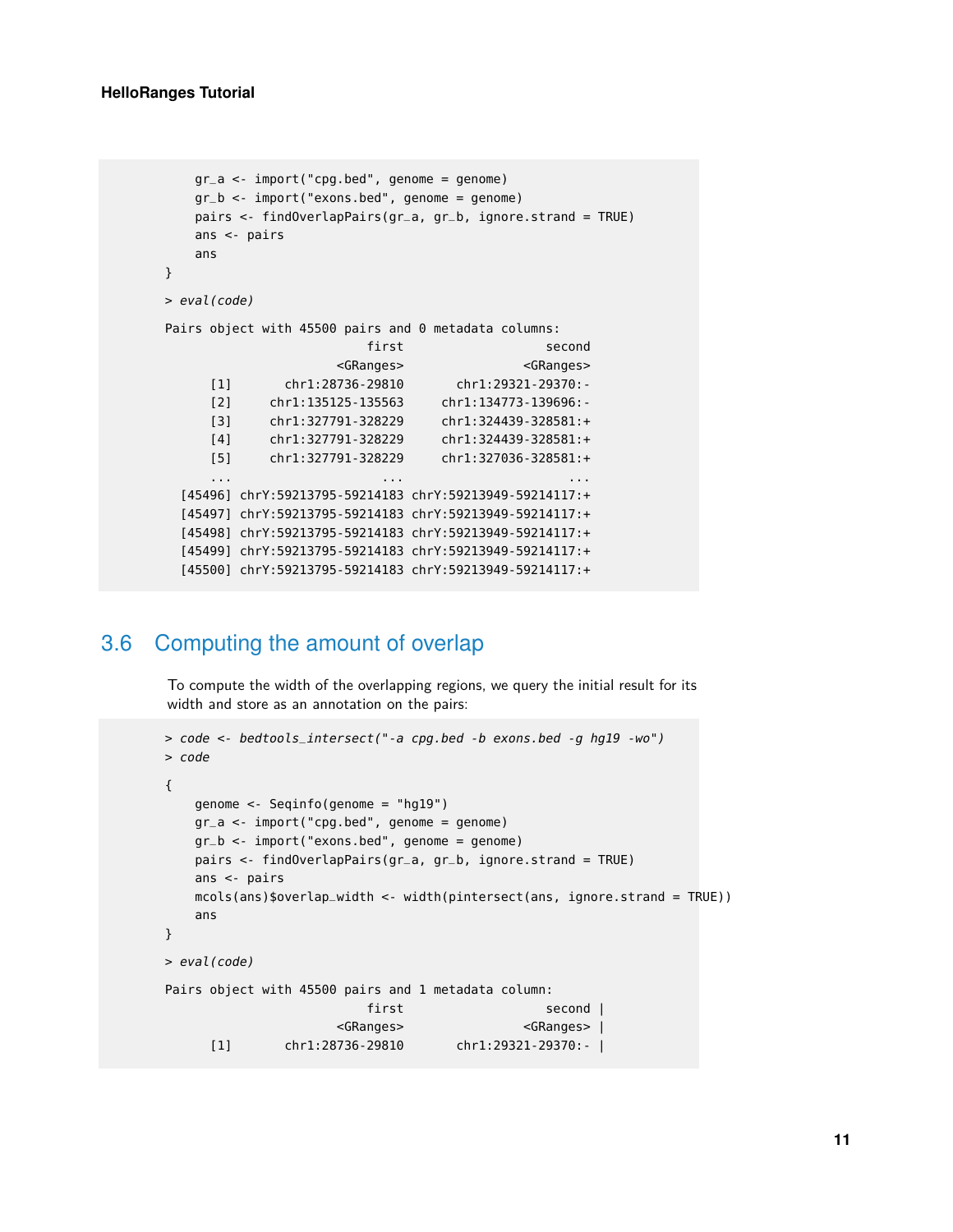```
    gr_a <- import("cpg.bed", genome = genome)
    gr_b <- import("exons.bed", genome = genome)
    pairs <- findOverlapPairs(gr_a, gr_b, ignore.strand = TRUE)
    ans <- pairs
    ans
}
> eval(code)
Pairs object with 45500 pairs and 0 metadata columns:
                          first                  second
                      <GRanges>               <GRanges>
      [1]       chr1:28736-29810       chr1:29321-29370:-
      [2]     chr1:135125-135563     chr1:134773-139696:-
      [3]     chr1:327791-328229     chr1:324439-328581:+
      [4]     chr1:327791-328229     chr1:324439-328581:+
      [5]     chr1:327791-328229     chr1:327036-328581:+
      ...                    ...                      ...
  [45496] chrY:59213795-59214183 chrY:59213949-59214117:+
  [45497] chrY:59213795-59214183 chrY:59213949-59214117:+
  [45498] chrY:59213795-59214183 chrY:59213949-59214117:+
  [45499] chrY:59213795-59214183 chrY:59213949-59214117:+
  [45500] chrY:59213795-59214183 chrY:59213949-59214117:+
```

## 3.6 Computing the amount of overlap

To compute the width of the overlapping regions, we query the initial result for its width and store as an annotation on the pairs:

```
> code <- bedtools_intersect("-a cpg.bed -b exons.bed -g hg19 -wo")
> code
{
    genome <- Seqinfo(genome = "hg19")
    gr_a <- import("cpg.bed", genome = genome)
    gr_b <- import("exons.bed", genome = genome)
    pairs <- findOverlapPairs(gr_a, gr_b, ignore.strand = TRUE)
    ans <- pairs
    mcols(ans)$overlap_width <- width(pintersect(ans, ignore.strand = TRUE))
    ans
}
> eval(code)
Pairs object with 45500 pairs and 1 metadata column:
                          first                  second |
                      <GRanges>               <GRanges> |
      [1]       chr1:28736-29810       chr1:29321-29370:- |
```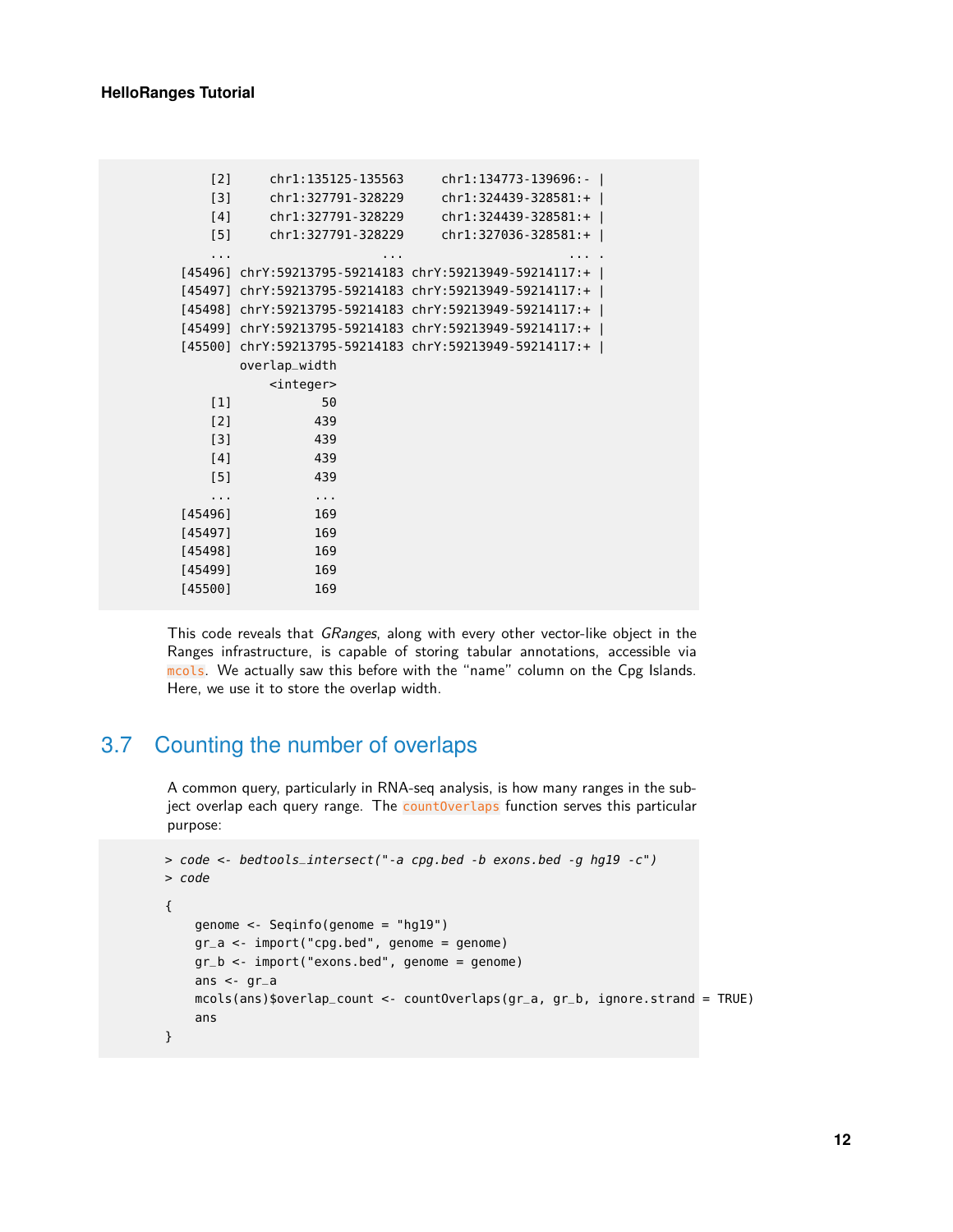```
     [2]      chr1:135125-135563      chr1:134773-139696:- |
     [3]      chr1:327791-328229      chr1:324439-328581:+ |
     [4]      chr1:327791-328229      chr1:324439-328581:+ |
     [5]      chr1:327791-328229      chr1:327036-328581:+ |
     ...                     ...                      ... .
 [45496] chrY:59213795-59214183 chrY:59213949-59214117:+ |
 [45497] chrY:59213795-59214183 chrY:59213949-59214117:+ |
 [45498] chrY:59213795-59214183 chrY:59213949-59214117:+ |
 [45499] chrY:59213795-59214183 chrY:59213949-59214117:+ |
 [45500] chrY:59213795-59214183 chrY:59213949-59214117:+ |
         overlap_width
             <integer>
     [1]            50
     [2]           439
     [3]           439
     [4]           439
     [5]           439
     ...           ...
 [45496]           169
 [45497]           169
 [45498]           169
 [45499]           169
 [45500]           169
```

This code reveals that *GRanges*, along with every other vector-like object in the Ranges infrastructure, is capable of storing tabular annotations, accessible via `mcols`. We actually saw this before with the "name" column on the Cpg Islands. Here, we use it to store the overlap width.

## 3.7 Counting the number of overlaps

A common query, particularly in RNA-seq analysis, is how many ranges in the subject overlap each query range. The `countOverlaps` function serves this particular purpose:

```
> code <- bedtools_intersect("-a cpg.bed -b exons.bed -g hg19 -c")
> code

{
    genome <- Seqinfo(genome = "hg19")
    gr_a <- import("cpg.bed", genome = genome)
    gr_b <- import("exons.bed", genome = genome)
    ans <- gr_a
    mcols(ans)$overlap_count <- countOverlaps(gr_a, gr_b, ignore.strand = TRUE)
    ans
}
```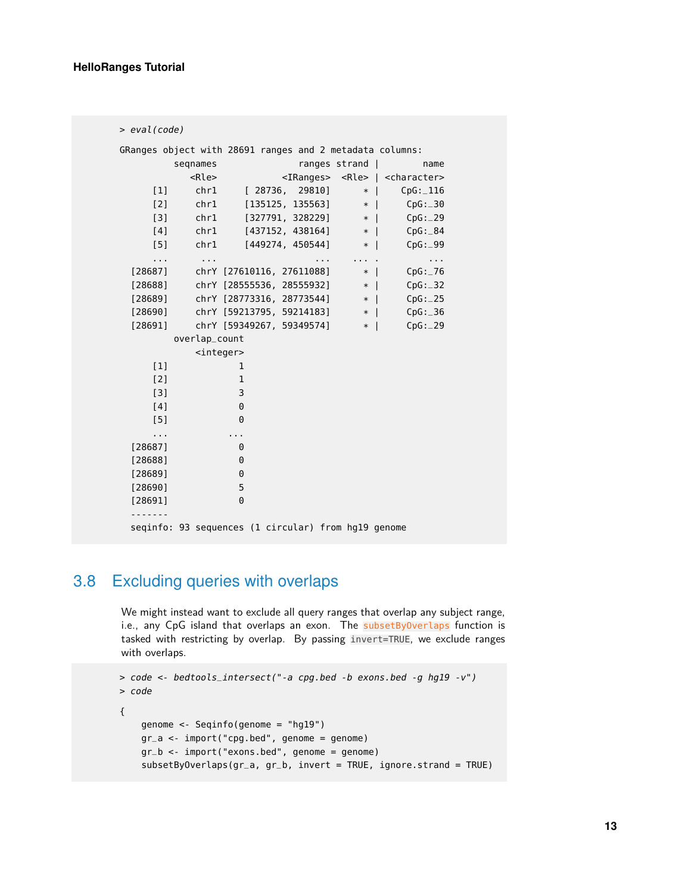```
> eval(code)

GRanges object with 28691 ranges and 2 metadata columns:
          seqnames               ranges strand |        name
             <Rle>            <IRanges>  <Rle> | <character>
      [1]     chr1     [ 28736,  29810]      * |    CpG:_116
      [2]     chr1     [135125, 135563]      * |     CpG:_30
      [3]     chr1     [327791, 328229]      * |     CpG:_29
      [4]     chr1     [437152, 438164]      * |     CpG:_84
      [5]     chr1     [449274, 450544]      * |     CpG:_99
      ...      ...                  ...    ... .         ...
  [28687]     chrY [27610116, 27611088]      * |     CpG:_76
  [28688]     chrY [28555536, 28555932]      * |     CpG:_32
  [28689]     chrY [28773316, 28773544]      * |     CpG:_25
  [28690]     chrY [59213795, 59214183]      * |     CpG:_36
  [28691]     chrY [59349267, 59349574]      * |     CpG:_29
          overlap_count
              <integer>
      [1]             1
      [2]             1
      [3]             3
      [4]             0
      [5]             0
      ...           ...
  [28687]             0
  [28688]             0
  [28689]             0
  [28690]             5
  [28691]             0
  -------
  seqinfo: 93 sequences (1 circular) from hg19 genome
```

## 3.8 Excluding queries with overlaps

We might instead want to exclude all query ranges that overlap any subject range, i.e., any CpG island that overlaps an exon. The `subsetByOverlaps` function is tasked with restricting by overlap. By passing `invert=TRUE`, we exclude ranges with overlaps.

```
> code <- bedtools_intersect("-a cpg.bed -b exons.bed -g hg19 -v")
> code

{
    genome <- Seqinfo(genome = "hg19")
    gr_a <- import("cpg.bed", genome = genome)
    gr_b <- import("exons.bed", genome = genome)
    subsetByOverlaps(gr_a, gr_b, invert = TRUE, ignore.strand = TRUE)
```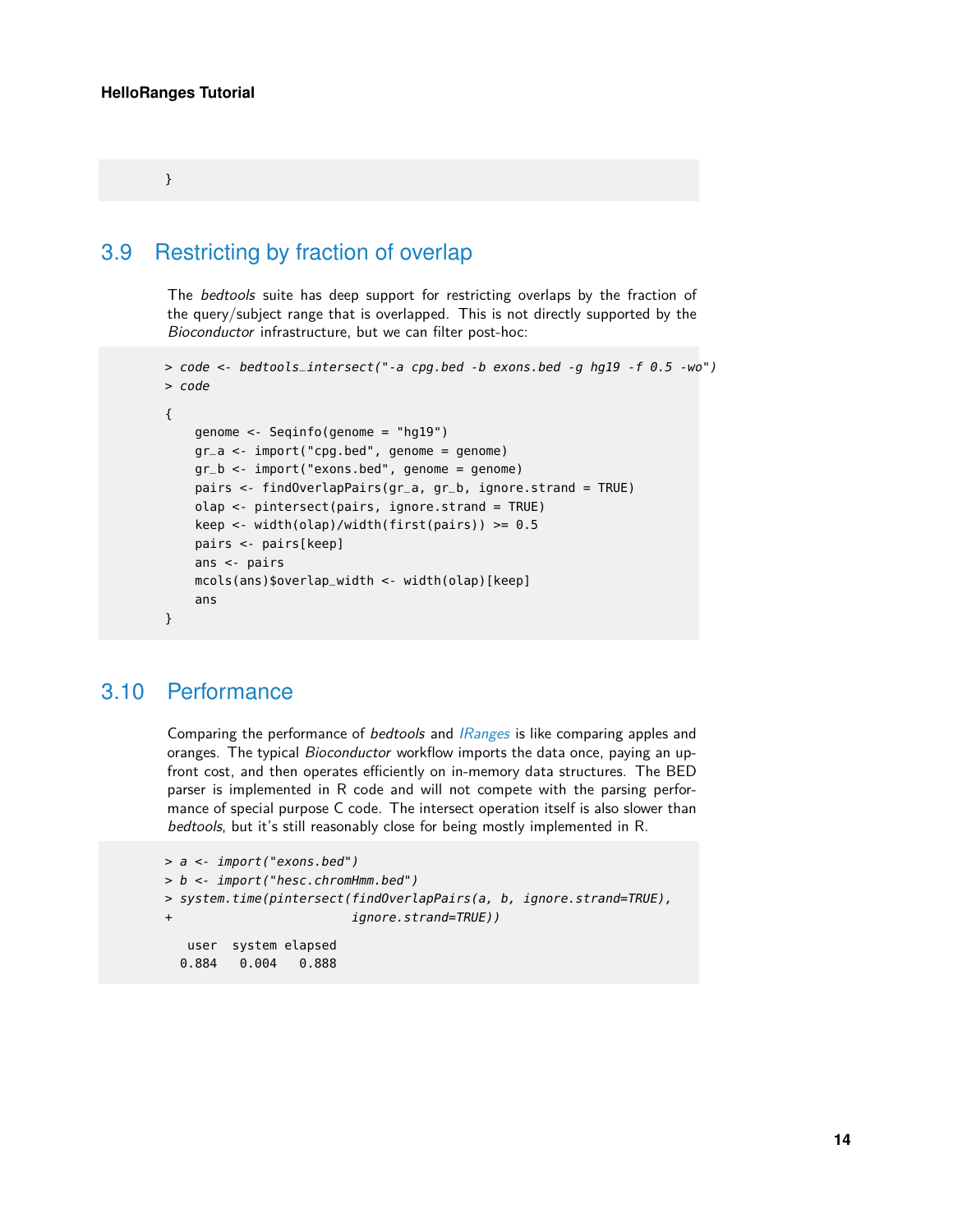```
}
```

## 3.9 Restricting by fraction of overlap

The *bedtools* suite has deep support for restricting overlaps by the fraction of the query/subject range that is overlapped. This is not directly supported by the *Bioconductor* infrastructure, but we can filter post-hoc:

```
> code <- bedtools_intersect("-a cpg.bed -b exons.bed -g hg19 -f 0.5 -wo")
> code

{
    genome <- Seqinfo(genome = "hg19")
    gr_a <- import("cpg.bed", genome = genome)
    gr_b <- import("exons.bed", genome = genome)
    pairs <- findOverlapPairs(gr_a, gr_b, ignore.strand = TRUE)
    olap <- pintersect(pairs, ignore.strand = TRUE)
    keep <- width(olap)/width(first(pairs)) >= 0.5
    pairs <- pairs[keep]
    ans <- pairs
    mcols(ans)$overlap_width <- width(olap)[keep]
    ans
}
```

## 3.10 Performance

Comparing the performance of *bedtools* and *IRanges* is like comparing apples and oranges. The typical *Bioconductor* workflow imports the data once, paying an up-front cost, and then operates efficiently on in-memory data structures. The BED parser is implemented in R code and will not compete with the parsing performance of special purpose C code. The intersect operation itself is also slower than *bedtools*, but it's still reasonably close for being mostly implemented in R.

```
> a <- import("exons.bed")
> b <- import("hesc.chromHmm.bed")
> system.time(pintersect(findOverlapPairs(a, b, ignore.strand=TRUE),
+                        ignore.strand=TRUE))

   user  system elapsed
  0.884   0.004   0.888
```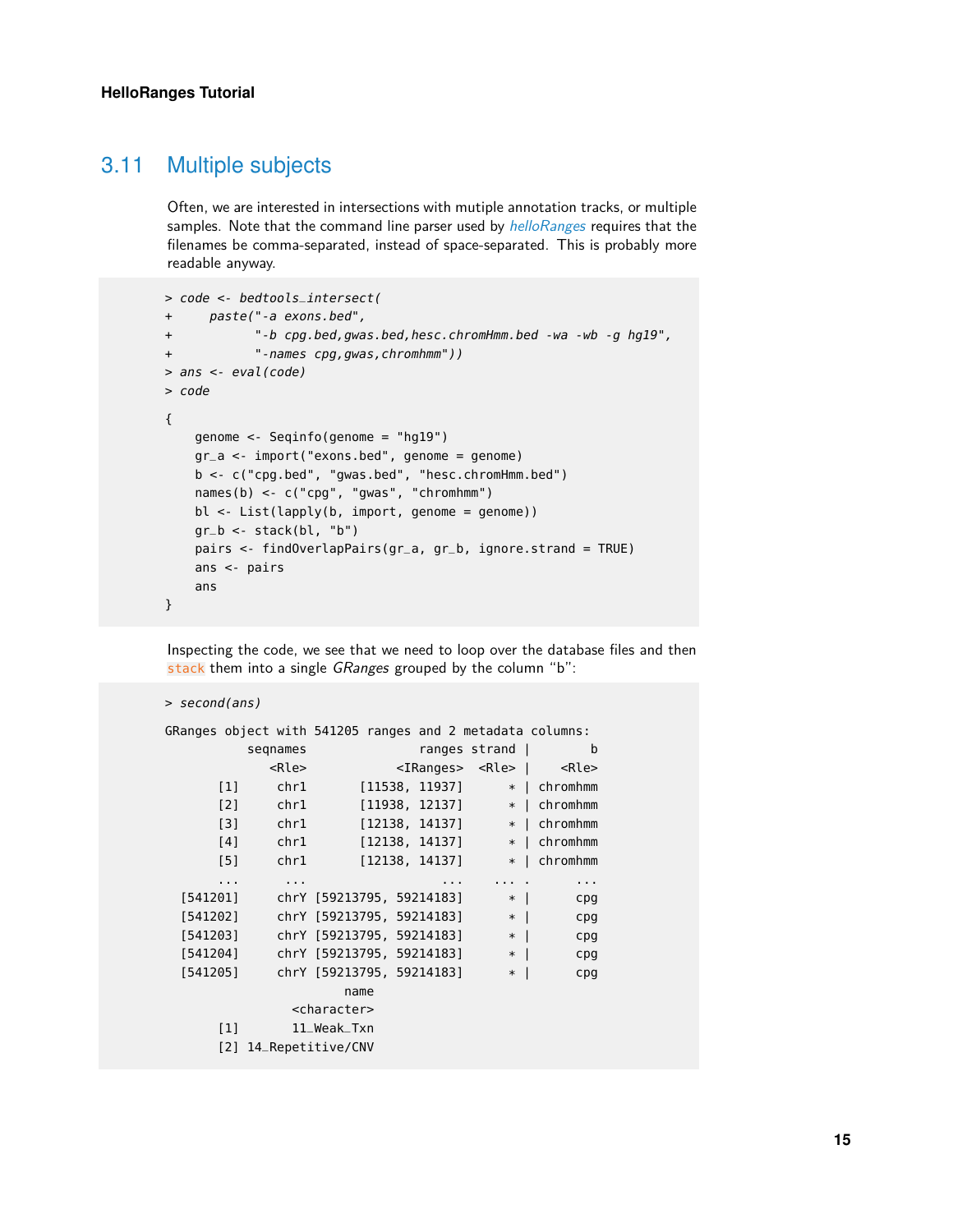## 3.11 Multiple subjects

Often, we are interested in intersections with mutiple annotation tracks, or multiple samples. Note that the command line parser used by *helloRanges* requires that the filenames be comma-separated, instead of space-separated. This is probably more readable anyway.

```
> code <- bedtools_intersect(
+     paste("-a exons.bed",
+           "-b cpg.bed,gwas.bed,hesc.chromHmm.bed -wa -wb -g hg19",
+           "-names cpg,gwas,chromhmm"))
> ans <- eval(code)
> code

{
    genome <- Seqinfo(genome = "hg19")
    gr_a <- import("exons.bed", genome = genome)
    b <- c("cpg.bed", "gwas.bed", "hesc.chromHmm.bed")
    names(b) <- c("cpg", "gwas", "chromhmm")
    bl <- List(lapply(b, import, genome = genome))
    gr_b <- stack(bl, "b")
    pairs <- findOverlapPairs(gr_a, gr_b, ignore.strand = TRUE)
    ans <- pairs
    ans
}
```

Inspecting the code, we see that we need to loop over the database files and then `stack` them into a single *GRanges* grouped by the column "b":

```
> second(ans)

GRanges object with 541205 ranges and 2 metadata columns:
           seqnames               ranges strand |        b
              <Rle>            <IRanges>  <Rle> |    <Rle>
       [1]     chr1       [11538, 11937]      * | chromhmm
       [2]     chr1       [11938, 12137]      * | chromhmm
       [3]     chr1       [12138, 14137]      * | chromhmm
       [4]     chr1       [12138, 14137]      * | chromhmm
       [5]     chr1       [12138, 14137]      * | chromhmm
       ...      ...                  ...    ... .      ...
  [541201]     chrY [59213795, 59214183]      * |      cpg
  [541202]     chrY [59213795, 59214183]      * |      cpg
  [541203]     chrY [59213795, 59214183]      * |      cpg
  [541204]     chrY [59213795, 59214183]      * |      cpg
  [541205]     chrY [59213795, 59214183]      * |      cpg
                        name
                 <character>
       [1]       11_Weak_Txn
       [2] 14_Repetitive/CNV
```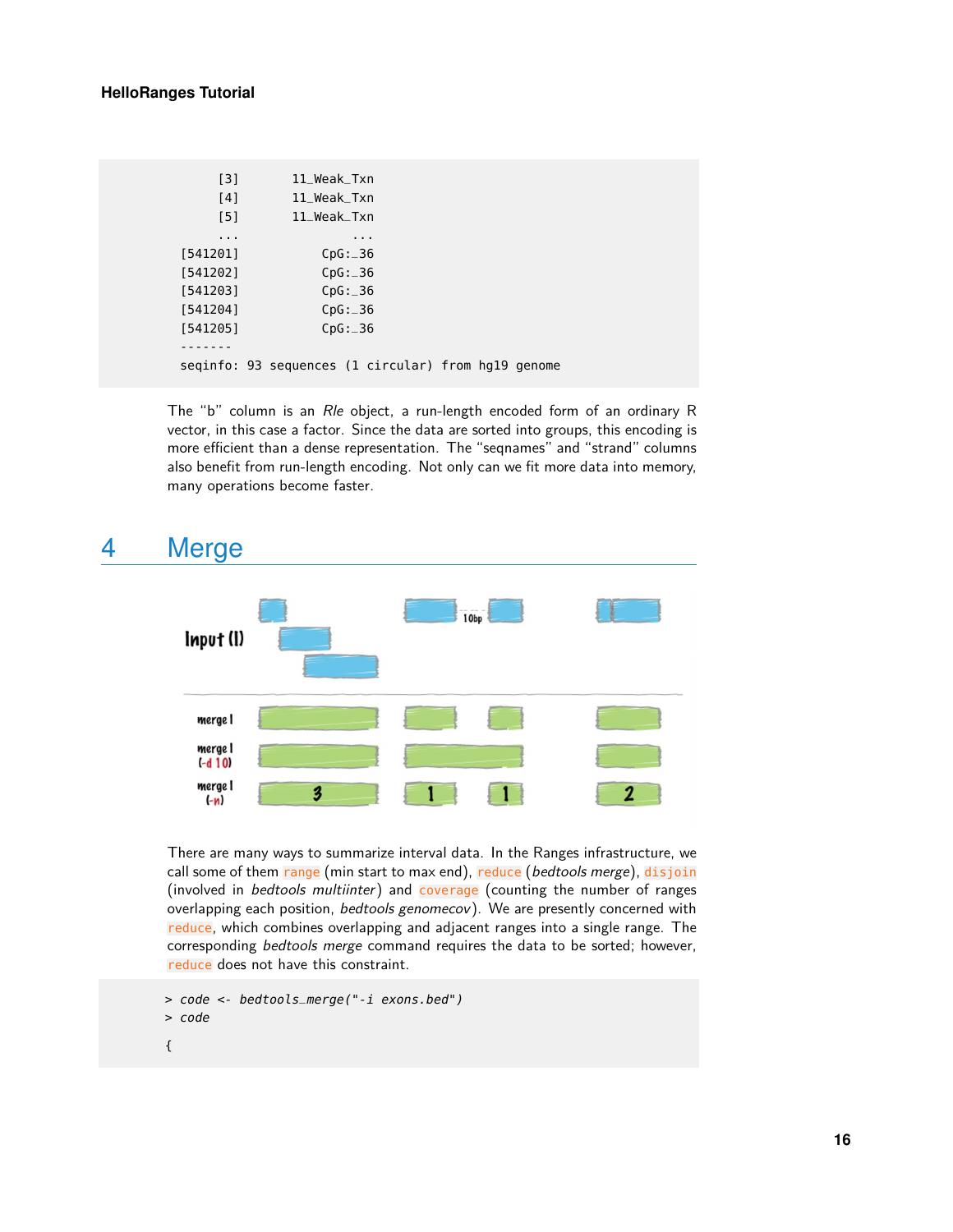```
        [3]       11_Weak_Txn
        [4]       11_Weak_Txn
        [5]       11_Weak_Txn
        ...               ...
   [541201]           CpG:_36
   [541202]           CpG:_36
   [541203]           CpG:_36
   [541204]           CpG:_36
   [541205]           CpG:_36
   -------
   seqinfo: 93 sequences (1 circular) from hg19 genome
```

The "b" column is an *Rle* object, a run-length encoded form of an ordinary R vector, in this case a factor. Since the data are sorted into groups, this encoding is more efficient than a dense representation. The "seqnames" and "strand" columns also benefit from run-length encoding. Not only can we fit more data into memory, many operations become faster.

# 4 Merge

There are many ways to summarize interval data. In the Ranges infrastructure, we call some of them `range` (min start to max end), `reduce` (*bedtools merge*), `disjoin` (involved in *bedtools multiinter*) and `coverage` (counting the number of ranges overlapping each position, *bedtools genomecov*). We are presently concerned with `reduce`, which combines overlapping and adjacent ranges into a single range. The corresponding *bedtools merge* command requires the data to be sorted; however, `reduce` does not have this constraint.

```
> code <- bedtools_merge("-i exons.bed")
> code

{
```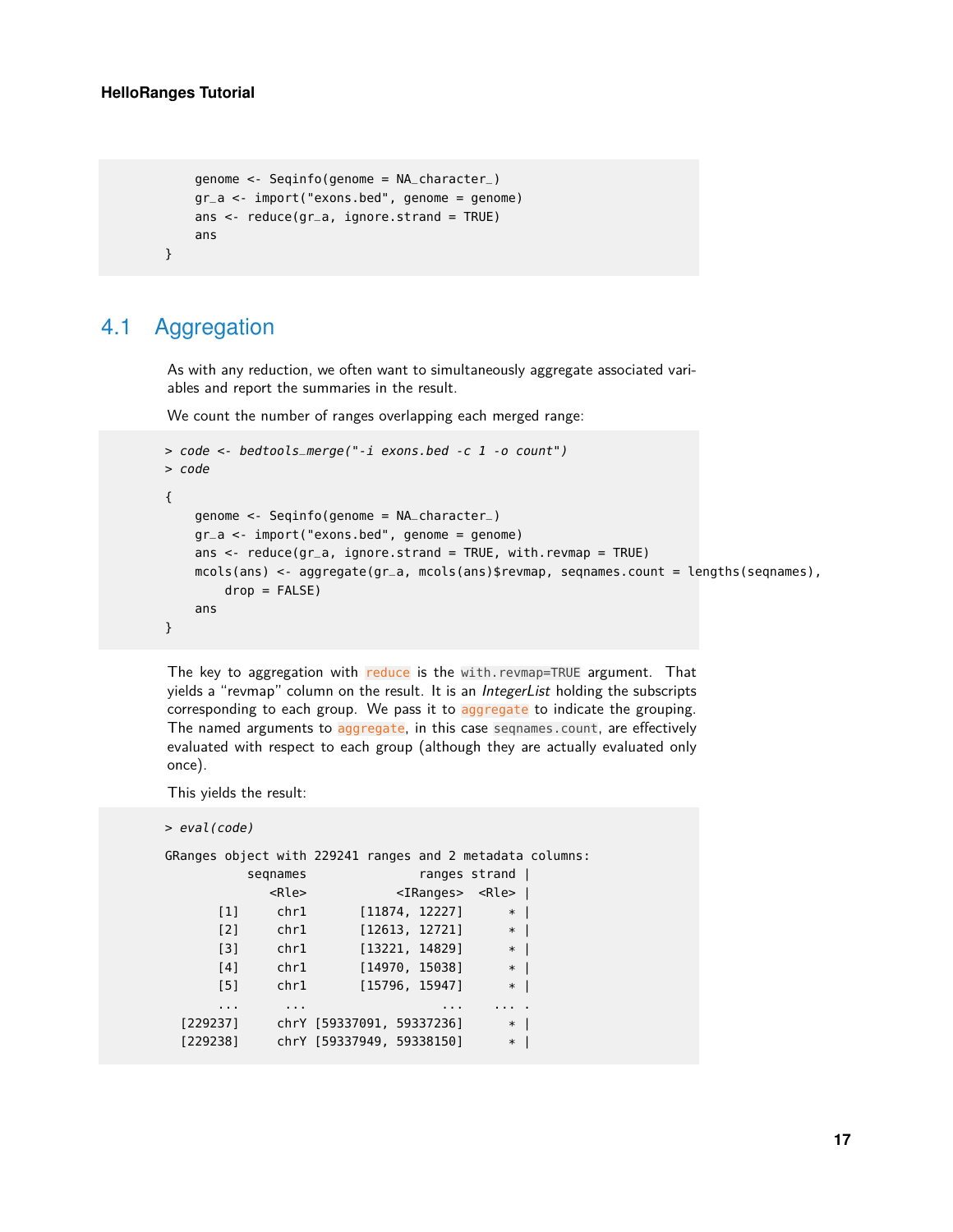```
    genome <- Seqinfo(genome = NA_character_)
    gr_a <- import("exons.bed", genome = genome)
    ans <- reduce(gr_a, ignore.strand = TRUE)
    ans
}
```

## 4.1 Aggregation

As with any reduction, we often want to simultaneously aggregate associated variables and report the summaries in the result.

We count the number of ranges overlapping each merged range:

```
> code <- bedtools_merge("-i exons.bed -c 1 -o count")
> code

{
    genome <- Seqinfo(genome = NA_character_)
    gr_a <- import("exons.bed", genome = genome)
    ans <- reduce(gr_a, ignore.strand = TRUE, with.revmap = TRUE)
    mcols(ans) <- aggregate(gr_a, mcols(ans)$revmap, seqnames.count = lengths(seqnames),
        drop = FALSE)
    ans
}
```

The key to aggregation with `reduce` is the `with.revmap=TRUE` argument. That yields a "revmap" column on the result. It is an *IntegerList* holding the subscripts corresponding to each group. We pass it to `aggregate` to indicate the grouping. The named arguments to `aggregate`, in this case `seqnames.count`, are effectively evaluated with respect to each group (although they are actually evaluated only once).

This yields the result:

```
> eval(code)

GRanges object with 229241 ranges and 2 metadata columns:
           seqnames              ranges strand |
              <Rle>           <IRanges>  <Rle> |
       [1]     chr1      [11874, 12227]      * |
       [2]     chr1      [12613, 12721]      * |
       [3]     chr1      [13221, 14829]      * |
       [4]     chr1      [14970, 15038]      * |
       [5]     chr1      [15796, 15947]      * |
       ...      ...                 ...    ... .
  [229237]     chrY [59337091, 59337236]      * |
  [229238]     chrY [59337949, 59338150]      * |
```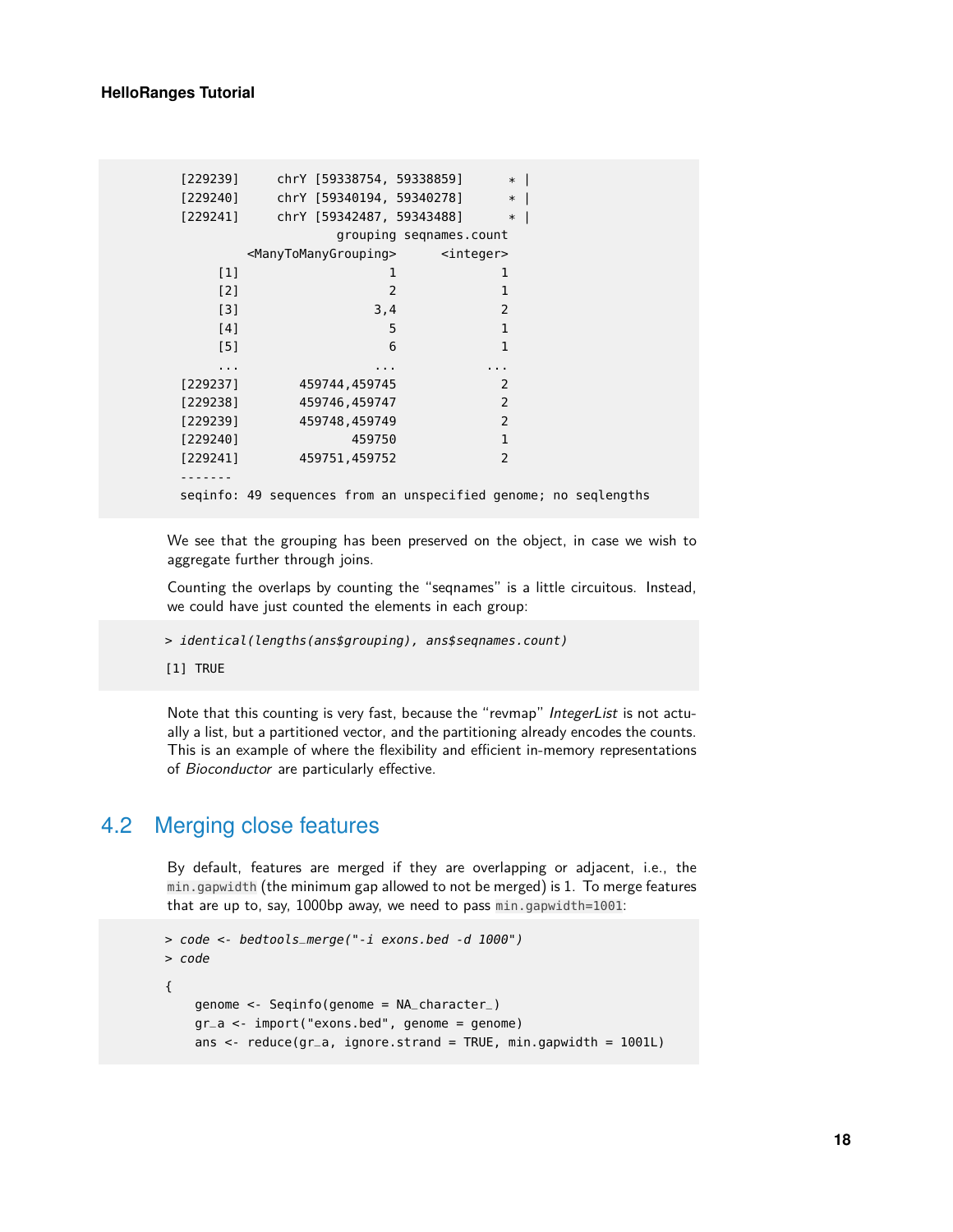```
  [229239]     chrY [59338754, 59338859]      * |
  [229240]     chrY [59340194, 59340278]      * |
  [229241]     chrY [59342487, 59343488]      * |
                            grouping seqnames.count
           <ManyToManyGrouping>      <integer>
       [1]                    1              1
       [2]                    2              1
       [3]                  3,4              2
       [4]                    5              1
       [5]                    6              1
       ...                  ...            ...
  [229237]        459744,459745              2
  [229238]        459746,459747              2
  [229239]        459748,459749              2
  [229240]               459750              1
  [229241]        459751,459752              2
  -------
  seqinfo: 49 sequences from an unspecified genome; no seqlengths
```

We see that the grouping has been preserved on the object, in case we wish to aggregate further through joins.

Counting the overlaps by counting the "seqnames" is a little circuitous. Instead, we could have just counted the elements in each group:

```
> identical(lengths(ans$grouping), ans$seqnames.count)

[1] TRUE
```

Note that this counting is very fast, because the "revmap" *IntegerList* is not actually a list, but a partitioned vector, and the partitioning already encodes the counts. This is an example of where the flexibility and efficient in-memory representations of *Bioconductor* are particularly effective.

## 4.2 Merging close features

By default, features are merged if they are overlapping or adjacent, i.e., the `min.gapwidth` (the minimum gap allowed to not be merged) is 1. To merge features that are up to, say, 1000bp away, we need to pass `min.gapwidth=1001`:

```
> code <- bedtools_merge("-i exons.bed -d 1000")
> code

{
    genome <- Seqinfo(genome = NA_character_)
    gr_a <- import("exons.bed", genome = genome)
    ans <- reduce(gr_a, ignore.strand = TRUE, min.gapwidth = 1001L)
```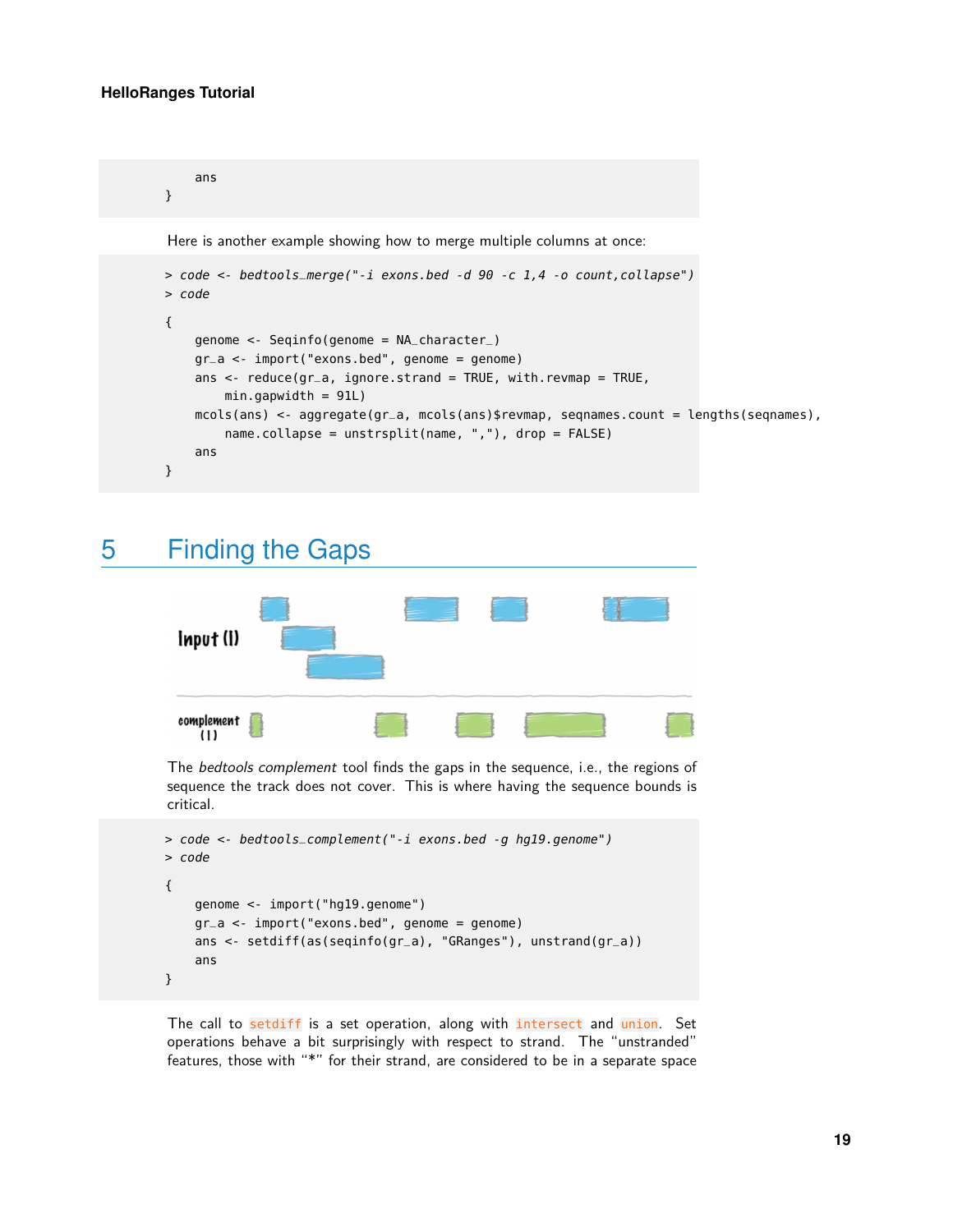```
    ans
}
```

Here is another example showing how to merge multiple columns at once:

```
> code <- bedtools_merge("-i exons.bed -d 90 -c 1,4 -o count,collapse")
> code
{
    genome <- Seqinfo(genome = NA_character_)
    gr_a <- import("exons.bed", genome = genome)
    ans <- reduce(gr_a, ignore.strand = TRUE, with.revmap = TRUE,
        min.gapwidth = 91L)
    mcols(ans) <- aggregate(gr_a, mcols(ans)$revmap, seqnames.count = lengths(seqnames),
        name.collapse = unstrsplit(name, ","), drop = FALSE)
    ans
}
```

# 5 Finding the Gaps

The *bedtools complement* tool finds the gaps in the sequence, i.e., the regions of sequence the track does not cover. This is where having the sequence bounds is critical.

```
> code <- bedtools_complement("-i exons.bed -g hg19.genome")
> code
{
    genome <- import("hg19.genome")
    gr_a <- import("exons.bed", genome = genome)
    ans <- setdiff(as(seqinfo(gr_a), "GRanges"), unstrand(gr_a))
    ans
}
```

The call to setdiff is a set operation, along with intersect and union. Set operations behave a bit surprisingly with respect to strand. The "unstranded" features, those with "*" for their strand, are considered to be in a separate space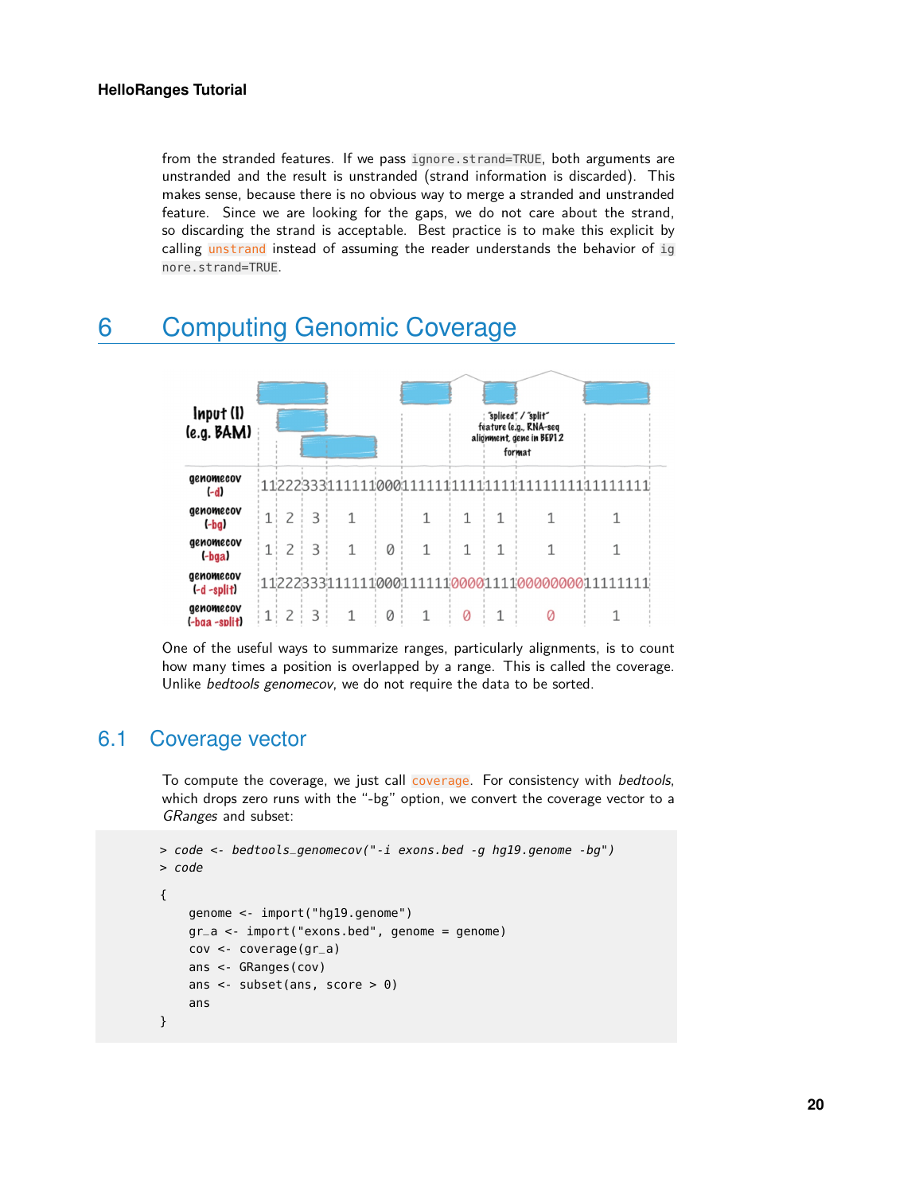from the stranded features. If we pass ignore.strand=TRUE, both arguments are unstranded and the result is unstranded (strand information is discarded). This makes sense, because there is no obvious way to merge a stranded and unstranded feature. Since we are looking for the gaps, we do not care about the strand, so discarding the strand is acceptable. Best practice is to make this explicit by calling unstrand instead of assuming the reader understands the behavior of ignore.strand=TRUE.

# 6 Computing Genomic Coverage

One of the useful ways to summarize ranges, particularly alignments, is to count how many times a position is overlapped by a range. This is called the coverage. Unlike *bedtools genomecov*, we do not require the data to be sorted.

## 6.1 Coverage vector

To compute the coverage, we just call coverage. For consistency with *bedtools*, which drops zero runs with the "-bg" option, we convert the coverage vector to a *GRanges* and subset:

```
> code <- bedtools_genomecov("-i exons.bed -g hg19.genome -bg")
> code

{
    genome <- import("hg19.genome")
    gr_a <- import("exons.bed", genome = genome)
    cov <- coverage(gr_a)
    ans <- GRanges(cov)
    ans <- subset(ans, score > 0)
    ans
}
```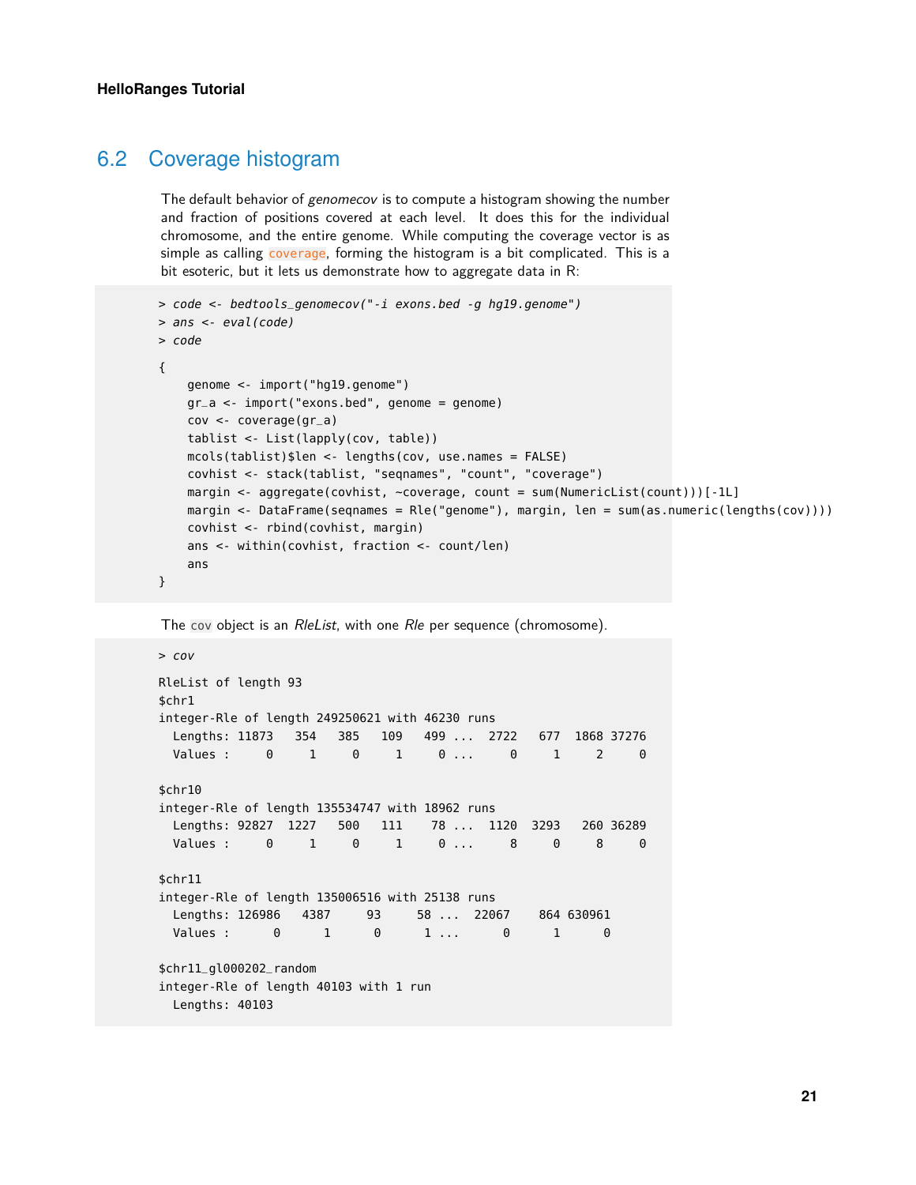## 6.2 Coverage histogram

The default behavior of *genomecov* is to compute a histogram showing the number and fraction of positions covered at each level. It does this for the individual chromosome, and the entire genome. While computing the coverage vector is as simple as calling `coverage`, forming the histogram is a bit complicated. This is a bit esoteric, but it lets us demonstrate how to aggregate data in R:

```
> code <- bedtools_genomecov("-i exons.bed -g hg19.genome")
> ans <- eval(code)
> code

{
    genome <- import("hg19.genome")
    gr_a <- import("exons.bed", genome = genome)
    cov <- coverage(gr_a)
    tablist <- List(lapply(cov, table))
    mcols(tablist)$len <- lengths(cov, use.names = FALSE)
    covhist <- stack(tablist, "seqnames", "count", "coverage")
    margin <- aggregate(covhist, ~coverage, count = sum(NumericList(count)))[-1L]
    margin <- DataFrame(seqnames = Rle("genome"), margin, len = sum(as.numeric(lengths(cov))))
    covhist <- rbind(covhist, margin)
    ans <- within(covhist, fraction <- count/len)
    ans
}
```

The `cov` object is an *RleList*, with one *Rle* per sequence (chromosome).

```
> cov

RleList of length 93
$chr1
integer-Rle of length 249250621 with 46230 runs
  Lengths: 11873   354   385   109   499 ...  2722   677  1868 37276
  Values :     0     1     0     1     0 ...     0     1     2     0

$chr10
integer-Rle of length 135534747 with 18962 runs
  Lengths: 92827  1227   500   111    78 ...  1120  3293   260 36289
  Values :     0     1     0     1     0 ...     8     0     8     0

$chr11
integer-Rle of length 135006516 with 25138 runs
  Lengths: 126986   4387     93     58 ...  22067    864 630961
  Values :      0      1      0      1 ...      0      1      0

$chr11_gl000202_random
integer-Rle of length 40103 with 1 run
  Lengths: 40103
```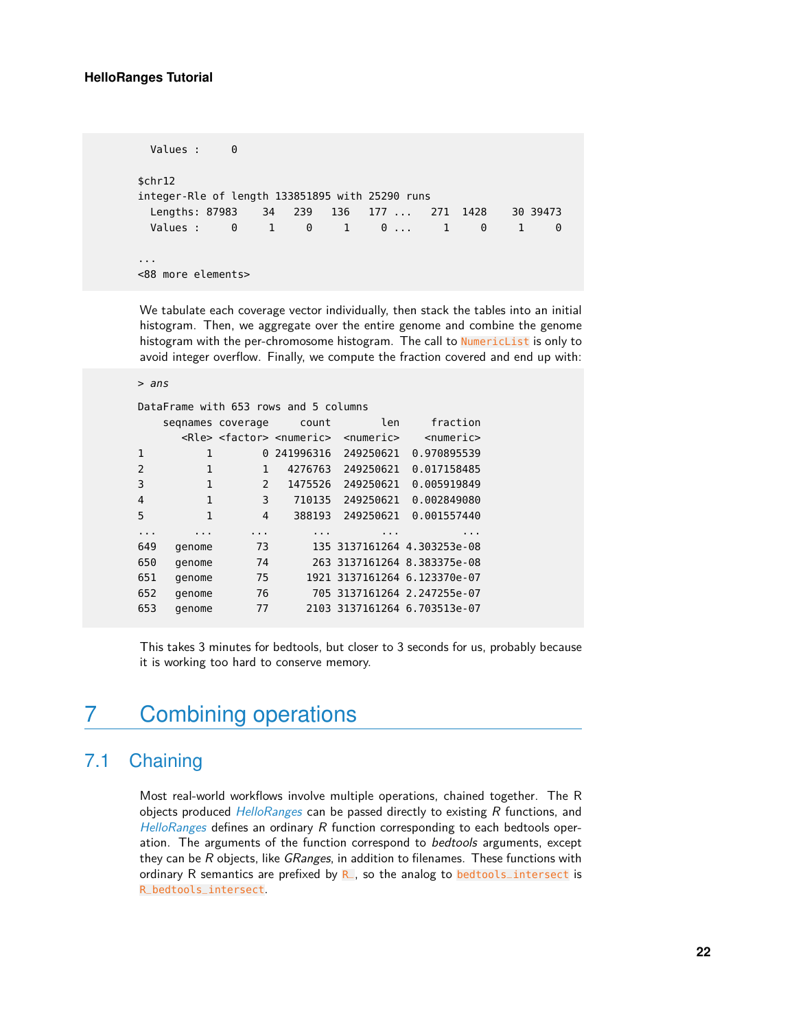```
  Values :     0

$chr12
integer-Rle of length 133851895 with 25290 runs
  Lengths: 87983    34   239   136   177 ...   271  1428    30 39473
  Values :     0     1     0     1     0 ...     1     0     1     0

...
<88 more elements>
```

We tabulate each coverage vector individually, then stack the tables into an initial histogram. Then, we aggregate over the entire genome and combine the genome histogram with the per-chromosome histogram. The call to `NumericList` is only to avoid integer overflow. Finally, we compute the fraction covered and end up with:

```
> ans

DataFrame with 653 rows and 5 columns
    seqnames coverage     count        len     fraction
       <Rle> <factor> <numeric>  <numeric>    <numeric>
1          1        0 241996316  249250621  0.970895539
2          1        1   4276763  249250621  0.017158485
3          1        2   1475526  249250621  0.005919849
4          1        3    710135  249250621  0.002849080
5          1        4    388193  249250621  0.001557440
...      ...      ...       ...        ...          ...
649   genome       73       135 3137161264 4.303253e-08
650   genome       74       263 3137161264 8.383375e-08
651   genome       75      1921 3137161264 6.123370e-07
652   genome       76       705 3137161264 2.247255e-07
653   genome       77      2103 3137161264 6.703513e-07
```

This takes 3 minutes for bedtools, but closer to 3 seconds for us, probably because it is working too hard to conserve memory.

# 7 Combining operations

## 7.1 Chaining

Most real-world workflows involve multiple operations, chained together. The R objects produced *HelloRanges* can be passed directly to existing *R* functions, and *HelloRanges* defines an ordinary *R* function corresponding to each bedtools operation. The arguments of the function correspond to *bedtools* arguments, except they can be *R* objects, like *GRanges*, in addition to filenames. These functions with ordinary R semantics are prefixed by `R_`, so the analog to `bedtools_intersect` is `R_bedtools_intersect`.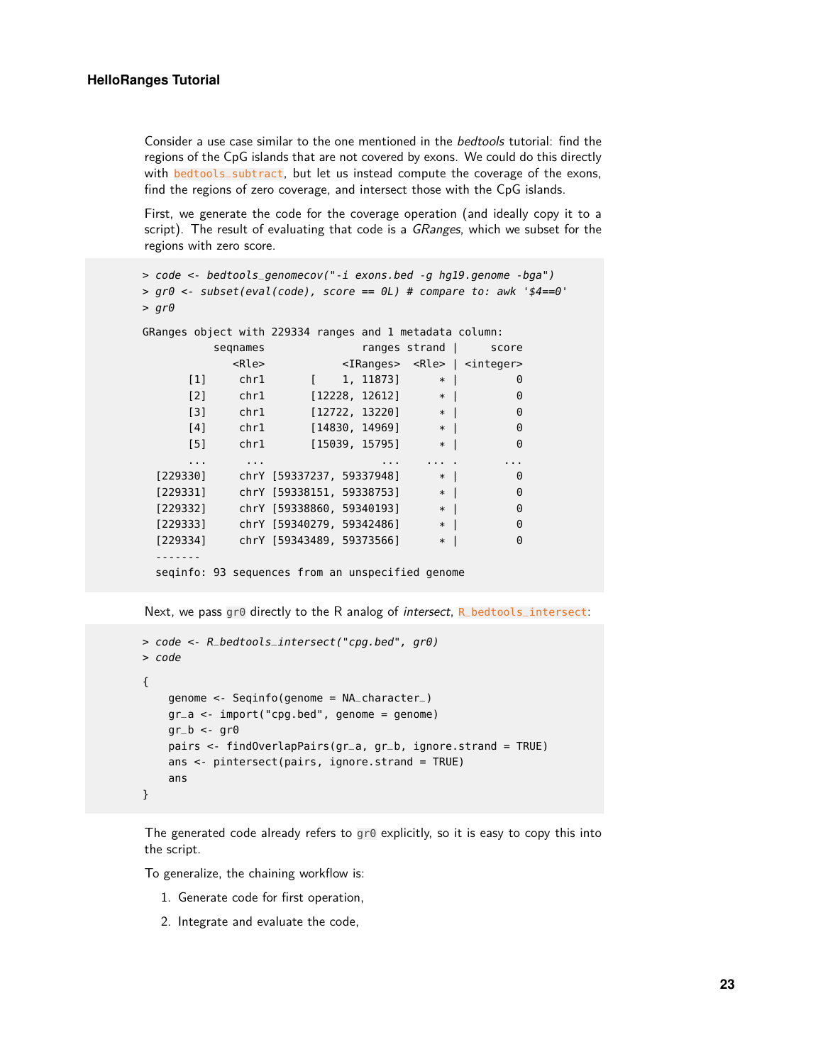Consider a use case similar to the one mentioned in the *bedtools* tutorial: find the regions of the CpG islands that are not covered by exons. We could do this directly with bedtools_subtract, but let us instead compute the coverage of the exons, find the regions of zero coverage, and intersect those with the CpG islands.

First, we generate the code for the coverage operation (and ideally copy it to a script). The result of evaluating that code is a *GRanges*, which we subset for the regions with zero score.

```
> code <- bedtools_genomecov("-i exons.bed -g hg19.genome -bga")
> gr0 <- subset(eval(code), score == 0L) # compare to: awk '$4==0'
> gr0

GRanges object with 229334 ranges and 1 metadata column:
           seqnames               ranges strand |     score
              <Rle>            <IRanges>  <Rle> | <integer>
       [1]     chr1       [    1, 11873]      * |         0
       [2]     chr1       [12228, 12612]      * |         0
       [3]     chr1       [12722, 13220]      * |         0
       [4]     chr1       [14830, 14969]      * |         0
       [5]     chr1       [15039, 15795]      * |         0
       ...      ...                  ...    ... .       ...
  [229330]     chrY [59337237, 59337948]      * |         0
  [229331]     chrY [59338151, 59338753]      * |         0
  [229332]     chrY [59338860, 59340193]      * |         0
  [229333]     chrY [59340279, 59342486]      * |         0
  [229334]     chrY [59343489, 59373566]      * |         0
  -------
  seqinfo: 93 sequences from an unspecified genome
```

Next, we pass `gr0` directly to the R analog of *intersect*, R_bedtools_intersect:

```
> code <- R_bedtools_intersect("cpg.bed", gr0)
> code

{
    genome <- Seqinfo(genome = NA_character_)
    gr_a <- import("cpg.bed", genome = genome)
    gr_b <- gr0
    pairs <- findOverlapPairs(gr_a, gr_b, ignore.strand = TRUE)
    ans <- pintersect(pairs, ignore.strand = TRUE)
    ans
}
```

The generated code already refers to `gr0` explicitly, so it is easy to copy this into the script.

To generalize, the chaining workflow is:

1. Generate code for first operation,
2. Integrate and evaluate the code,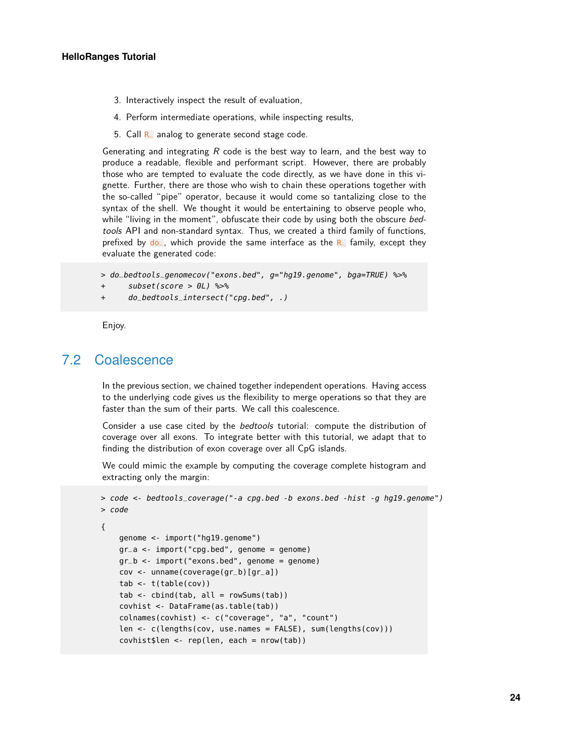3. Interactively inspect the result of evaluation,
4. Perform intermediate operations, while inspecting results,
5. Call `R_` analog to generate second stage code.

Generating and integrating *R* code is the best way to learn, and the best way to produce a readable, flexible and performant script. However, there are probably those who are tempted to evaluate the code directly, as we have done in this vignette. Further, there are those who wish to chain these operations together with the so-called "pipe" operator, because it would come so tantalizing close to the syntax of the shell. We thought it would be entertaining to observe people who, while "living in the moment", obfuscate their code by using both the obscure *bedtools* API and non-standard syntax. Thus, we created a third family of functions, prefixed by `do_`, which provide the same interface as the `R_` family, except they evaluate the generated code:

```
> do_bedtools_genomecov("exons.bed", g="hg19.genome", bga=TRUE) %>%
+     subset(score > 0L) %>%
+     do_bedtools_intersect("cpg.bed", .)
```

Enjoy.

## 7.2 Coalescence

In the previous section, we chained together independent operations. Having access to the underlying code gives us the flexibility to merge operations so that they are faster than the sum of their parts. We call this coalescence.

Consider a use case cited by the *bedtools* tutorial: compute the distribution of coverage over all exons. To integrate better with this tutorial, we adapt that to finding the distribution of exon coverage over all CpG islands.

We could mimic the example by computing the coverage complete histogram and extracting only the margin:

```
> code <- bedtools_coverage("-a cpg.bed -b exons.bed -hist -g hg19.genome")
> code

{
    genome <- import("hg19.genome")
    gr_a <- import("cpg.bed", genome = genome)
    gr_b <- import("exons.bed", genome = genome)
    cov <- unname(coverage(gr_b)[gr_a])
    tab <- t(table(cov))
    tab <- cbind(tab, all = rowSums(tab))
    covhist <- DataFrame(as.table(tab))
    colnames(covhist) <- c("coverage", "a", "count")
    len <- c(lengths(cov, use.names = FALSE), sum(lengths(cov)))
    covhist$len <- rep(len, each = nrow(tab))
```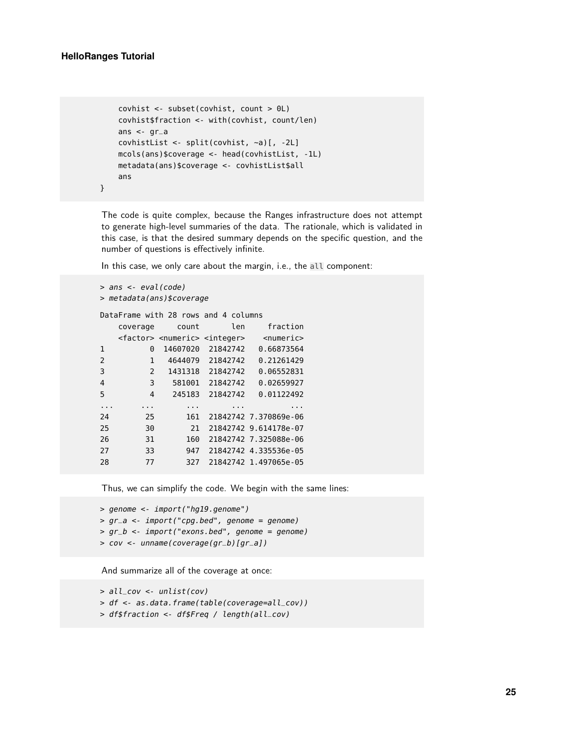```
    covhist <- subset(covhist, count > 0L)
    covhist$fraction <- with(covhist, count/len)
    ans <- gr_a
    covhistList <- split(covhist, ~a)[, -2L]
    mcols(ans)$coverage <- head(covhistList, -1L)
    metadata(ans)$coverage <- covhistList$all
    ans
}
```

The code is quite complex, because the Ranges infrastructure does not attempt to generate high-level summaries of the data. The rationale, which is validated in this case, is that the desired summary depends on the specific question, and the number of questions is effectively infinite.

In this case, we only care about the margin, i.e., the `all` component:

```
> ans <- eval(code)
> metadata(ans)$coverage

DataFrame with 28 rows and 4 columns
    coverage     count       len     fraction
    <factor> <numeric> <integer>    <numeric>
1          0  14607020  21842742   0.66873564
2          1   4644079  21842742   0.21261429
3          2   1431318  21842742   0.06552831
4          3    581001  21842742   0.02659927
5          4    245183  21842742   0.01122492
...      ...       ...       ...          ...
24        25       161  21842742 7.370869e-06
25        30        21  21842742 9.614178e-07
26        31       160  21842742 7.325088e-06
27        33       947  21842742 4.335536e-05
28        77       327  21842742 1.497065e-05
```

Thus, we can simplify the code. We begin with the same lines:

```
> genome <- import("hg19.genome")
> gr_a <- import("cpg.bed", genome = genome)
> gr_b <- import("exons.bed", genome = genome)
> cov <- unname(coverage(gr_b)[gr_a])
```

And summarize all of the coverage at once:

```
> all_cov <- unlist(cov)
> df <- as.data.frame(table(coverage=all_cov))
> df$fraction <- df$Freq / length(all_cov)
```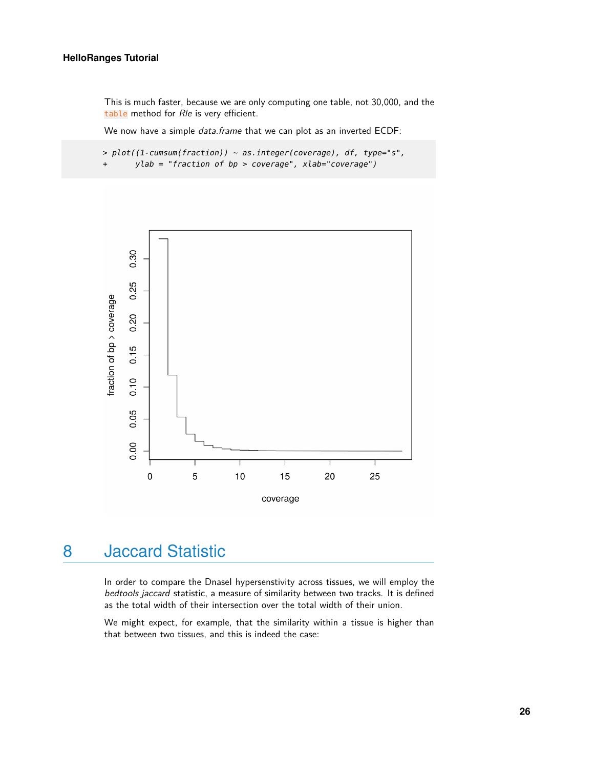This is much faster, because we are only computing one table, not 30,000, and the `table` method for *Rle* is very efficient.

We now have a simple *data.frame* that we can plot as an inverted ECDF:

```
> plot((1-cumsum(fraction)) ~ as.integer(coverage), df, type="s",
+      ylab = "fraction of bp > coverage", xlab="coverage")
```

## 8 Jaccard Statistic

In order to compare the DnaseI hypersenstivity across tissues, we will employ the *bedtools jaccard* statistic, a measure of similarity between two tracks. It is defined as the total width of their intersection over the total width of their union.

We might expect, for example, that the similarity within a tissue is higher than that between two tissues, and this is indeed the case: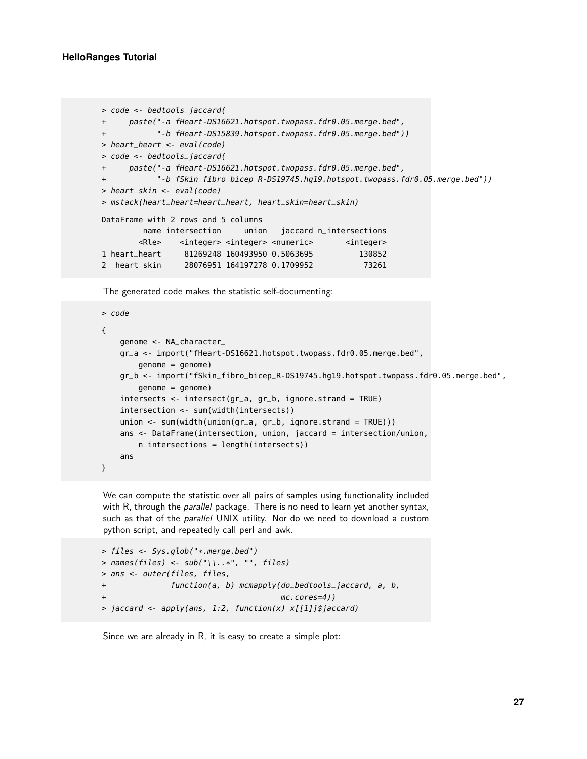```
> code <- bedtools_jaccard(
+     paste("-a fHeart-DS16621.hotspot.twopass.fdr0.05.merge.bed",
+           "-b fHeart-DS15839.hotspot.twopass.fdr0.05.merge.bed"))
> heart_heart <- eval(code)
> code <- bedtools_jaccard(
+     paste("-a fHeart-DS16621.hotspot.twopass.fdr0.05.merge.bed",
+           "-b fSkin_fibro_bicep_R-DS19745.hg19.hotspot.twopass.fdr0.05.merge.bed"))
> heart_skin <- eval(code)
> mstack(heart_heart=heart_heart, heart_skin=heart_skin)

DataFrame with 2 rows and 5 columns
         name intersection     union   jaccard n_intersections
        <Rle>    <integer> <integer> <numeric>       <integer>
1 heart_heart     81269248 160493950 0.5063695          130852
2  heart_skin     28076951 164197278 0.1709952           73261
```

The generated code makes the statistic self-documenting:

```
> code

{
    genome <- NA_character_
    gr_a <- import("fHeart-DS16621.hotspot.twopass.fdr0.05.merge.bed",
        genome = genome)
    gr_b <- import("fSkin_fibro_bicep_R-DS19745.hg19.hotspot.twopass.fdr0.05.merge.bed",
        genome = genome)
    intersects <- intersect(gr_a, gr_b, ignore.strand = TRUE)
    intersection <- sum(width(intersects))
    union <- sum(width(union(gr_a, gr_b, ignore.strand = TRUE)))
    ans <- DataFrame(intersection, union, jaccard = intersection/union,
        n_intersections = length(intersects))
    ans
}
```

We can compute the statistic over all pairs of samples using functionality included with R, through the *parallel* package. There is no need to learn yet another syntax, such as that of the *parallel* UNIX utility. Nor do we need to download a custom python script, and repeatedly call perl and awk.

```
> files <- Sys.glob("*.merge.bed")
> names(files) <- sub("\\..*", "", files)
> ans <- outer(files, files,
+              function(a, b) mcmapply(do_bedtools_jaccard, a, b,
+                                      mc.cores=4))
> jaccard <- apply(ans, 1:2, function(x) x[[1]]$jaccard)
```

Since we are already in R, it is easy to create a simple plot: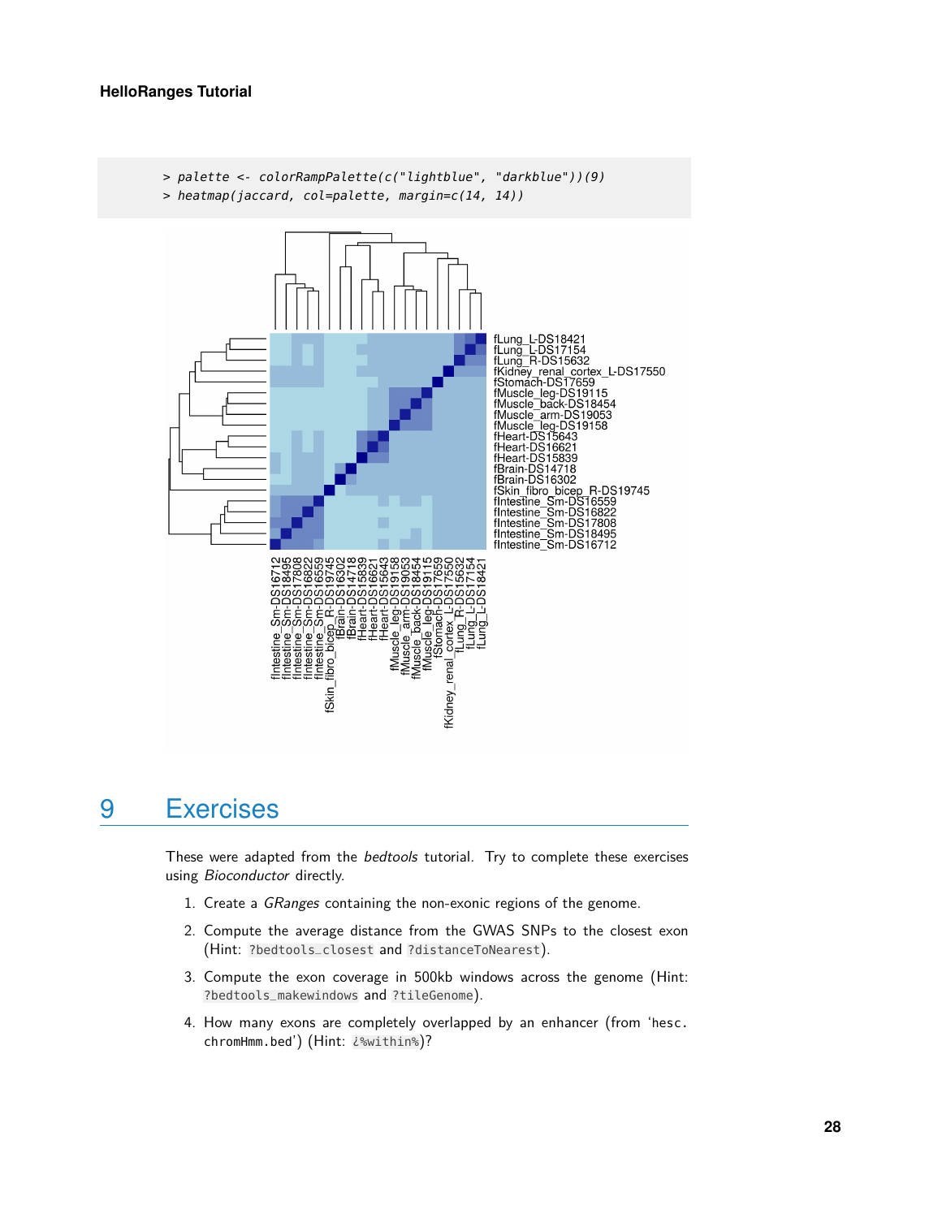```
> palette <- colorRampPalette(c("lightblue", "darkblue"))(9)
> heatmap(jaccard, col=palette, margin=c(14, 14))
```

# 9 Exercises

These were adapted from the *bedtools* tutorial. Try to complete these exercises using *Bioconductor* directly.

1. Create a *GRanges* containing the non-exonic regions of the genome.
2. Compute the average distance from the GWAS SNPs to the closest exon (Hint: `?bedtools_closest` and `?distanceToNearest`).
3. Compute the exon coverage in 500kb windows across the genome (Hint: `?bedtools_makewindows` and `?tileGenome`).
4. How many exons are completely overlapped by an enhancer (from 'hesc.chromHmm.bed') (Hint: `¿%within%`)?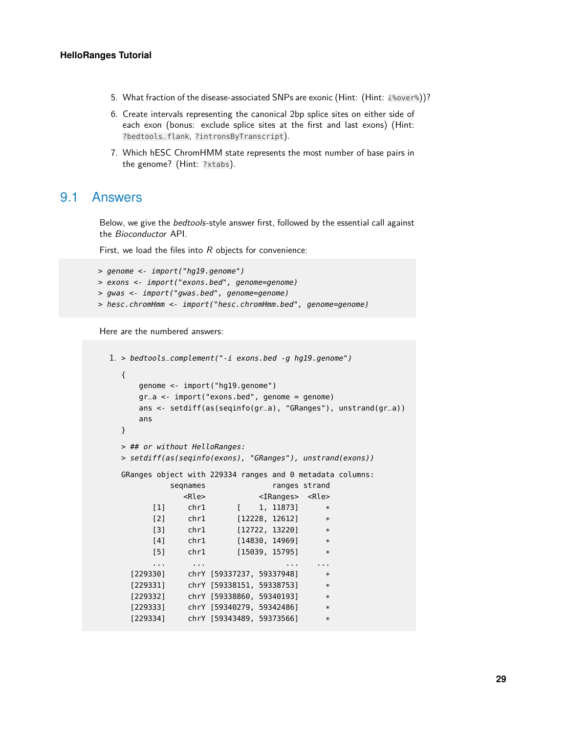5. What fraction of the disease-associated SNPs are exonic (Hint: (Hint: `¿%over%`))?
6. Create intervals representing the canonical 2bp splice sites on either side of each exon (bonus: exclude splice sites at the first and last exons) (Hint: `?bedtools_flank`, `?intronsByTranscript`).
7. Which hESC ChromHMM state represents the most number of base pairs in the genome? (Hint: `?xtabs`).

## 9.1 Answers

Below, we give the *bedtools*-style answer first, followed by the essential call against the *Bioconductor* API.

First, we load the files into *R* objects for convenience:

```
> genome <- import("hg19.genome")
> exons <- import("exons.bed", genome=genome)
> gwas <- import("gwas.bed", genome=genome)
> hesc.chromHmm <- import("hesc.chromHmm.bed", genome=genome)
```

Here are the numbered answers:

1. 
```
> bedtools_complement("-i exons.bed -g hg19.genome")

{
    genome <- import("hg19.genome")
    gr_a <- import("exons.bed", genome = genome)
    ans <- setdiff(as(seqinfo(gr_a), "GRanges"), unstrand(gr_a))
    ans
}

> ## or without HelloRanges:
> setdiff(as(seqinfo(exons), "GRanges"), unstrand(exons))

GRanges object with 229334 ranges and 0 metadata columns:
           seqnames               ranges strand
              <Rle>            <IRanges>  <Rle>
       [1]     chr1       [    1, 11873]      *
       [2]     chr1       [12228, 12612]      *
       [3]     chr1       [12722, 13220]      *
       [4]     chr1       [14830, 14969]      *
       [5]     chr1       [15039, 15795]      *
       ...      ...                  ...    ...
  [229330]     chrY [59337237, 59337948]      *
  [229331]     chrY [59338151, 59338753]      *
  [229332]     chrY [59338860, 59340193]      *
  [229333]     chrY [59340279, 59342486]      *
  [229334]     chrY [59343489, 59373566]      *
```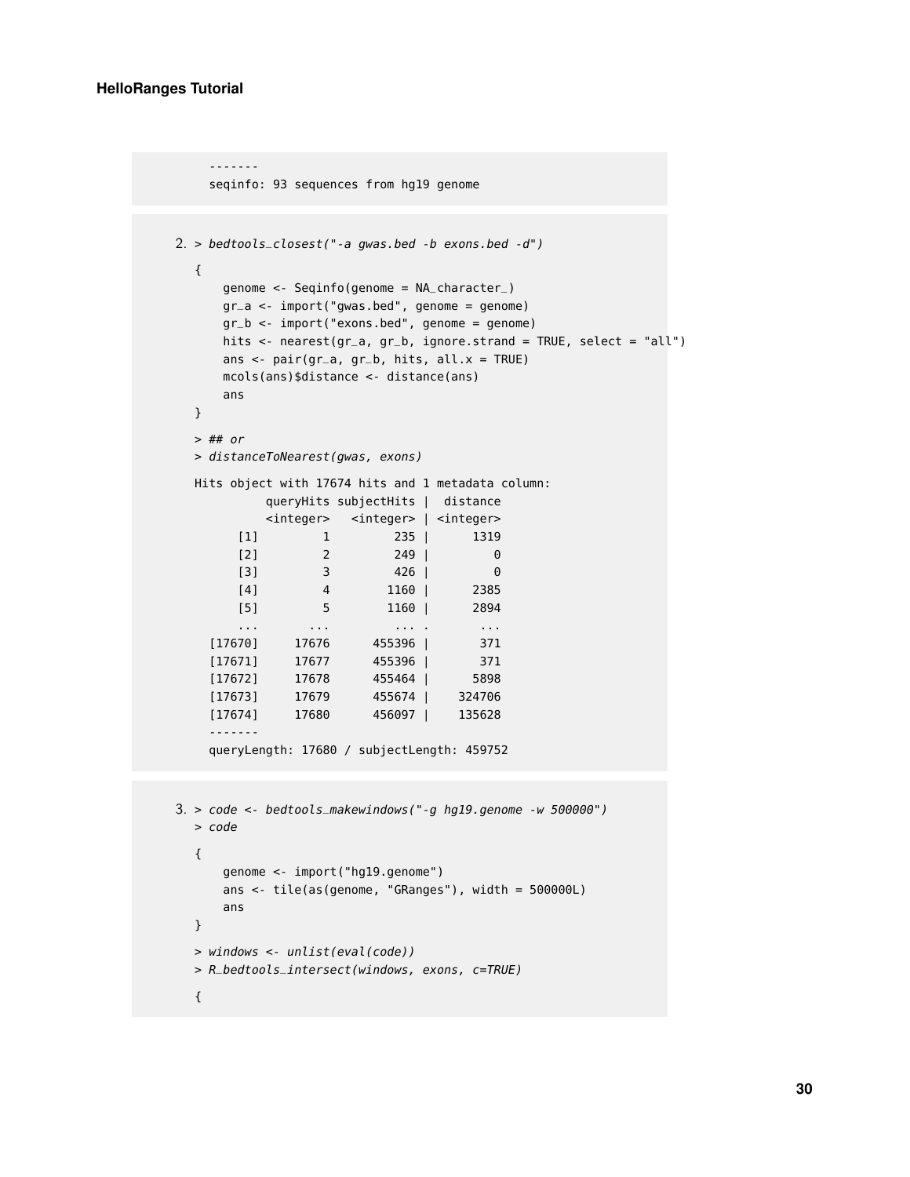```
  -------
  seqinfo: 93 sequences from hg19 genome
```

2. 
```
> bedtools_closest("-a gwas.bed -b exons.bed -d")

{
    genome <- Seqinfo(genome = NA_character_)
    gr_a <- import("gwas.bed", genome = genome)
    gr_b <- import("exons.bed", genome = genome)
    hits <- nearest(gr_a, gr_b, ignore.strand = TRUE, select = "all")
    ans <- pair(gr_a, gr_b, hits, all.x = TRUE)
    mcols(ans)$distance <- distance(ans)
    ans
}

> ## or
> distanceToNearest(gwas, exons)

Hits object with 17674 hits and 1 metadata column:
          queryHits subjectHits |  distance
          <integer>   <integer> | <integer>
      [1]         1         235 |      1319
      [2]         2         249 |         0
      [3]         3         426 |         0
      [4]         4        1160 |      2385
      [5]         5        1160 |      2894
      ...       ...         ... .       ...
  [17670]     17676      455396 |       371
  [17671]     17677      455396 |       371
  [17672]     17678      455464 |      5898
  [17673]     17679      455674 |    324706
  [17674]     17680      456097 |    135628
  -------
  queryLength: 17680 / subjectLength: 459752
```

3. 
```
> code <- bedtools_makewindows("-g hg19.genome -w 500000")
> code

{
    genome <- import("hg19.genome")
    ans <- tile(as(genome, "GRanges"), width = 500000L)
    ans
}

> windows <- unlist(eval(code))
> R_bedtools_intersect(windows, exons, c=TRUE)

{
```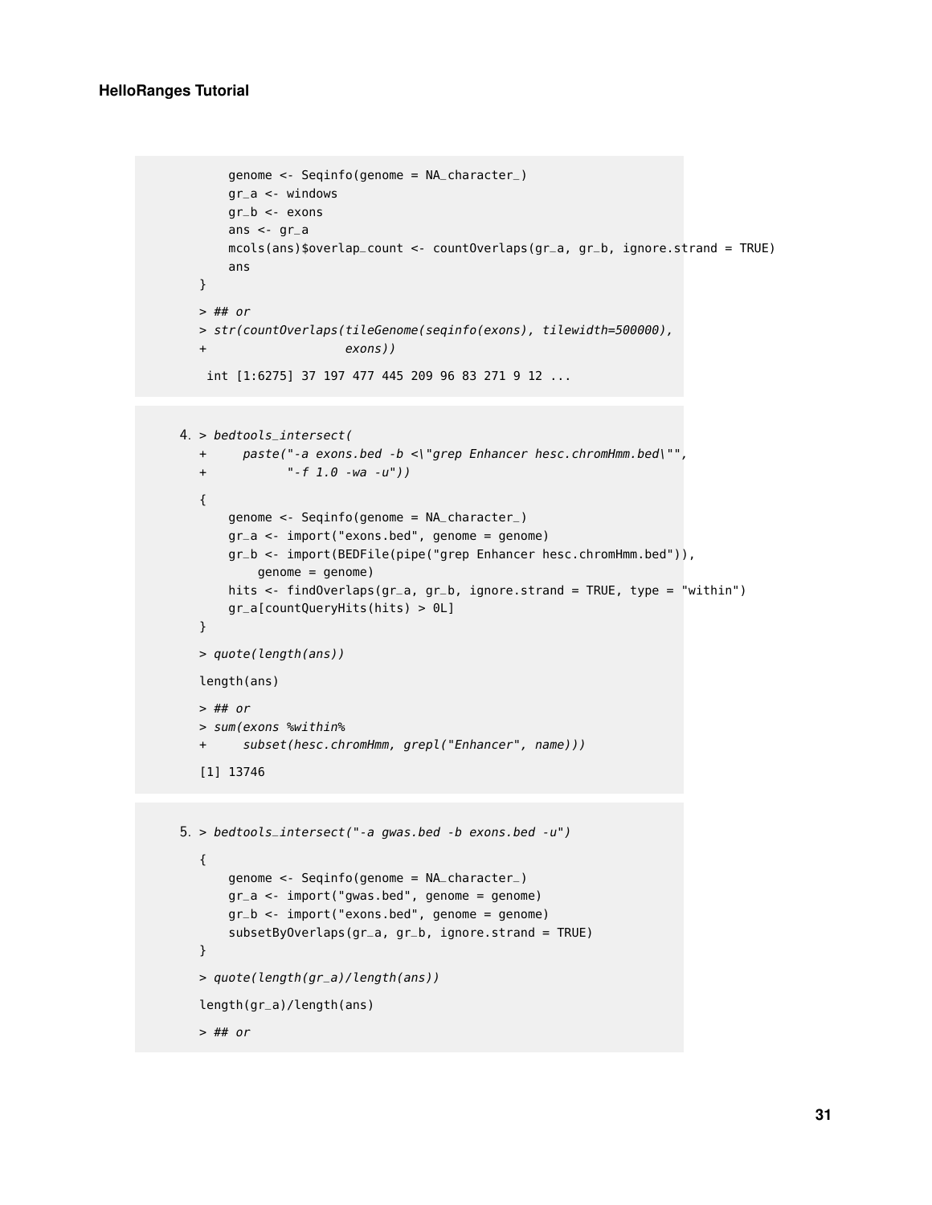```
    genome <- Seqinfo(genome = NA_character_)
    gr_a <- windows
    gr_b <- exons
    ans <- gr_a
    mcols(ans)$overlap_count <- countOverlaps(gr_a, gr_b, ignore.strand = TRUE)
    ans
}
> ## or
> str(countOverlaps(tileGenome(seqinfo(exons), tilewidth=500000),
+                   exons))

 int [1:6275] 37 197 477 445 209 96 83 271 9 12 ...
```

4.
```
> bedtools_intersect(
+     paste("-a exons.bed -b <\"grep Enhancer hesc.chromHmm.bed\"",
+           "-f 1.0 -wa -u"))

{
    genome <- Seqinfo(genome = NA_character_)
    gr_a <- import("exons.bed", genome = genome)
    gr_b <- import(BEDFile(pipe("grep Enhancer hesc.chromHmm.bed")),
        genome = genome)
    hits <- findOverlaps(gr_a, gr_b, ignore.strand = TRUE, type = "within")
    gr_a[countQueryHits(hits) > 0L]
}

> quote(length(ans))

length(ans)

> ## or
> sum(exons %within%
+     subset(hesc.chromHmm, grepl("Enhancer", name)))

[1] 13746
```

5.
```
> bedtools_intersect("-a gwas.bed -b exons.bed -u")

{
    genome <- Seqinfo(genome = NA_character_)
    gr_a <- import("gwas.bed", genome = genome)
    gr_b <- import("exons.bed", genome = genome)
    subsetByOverlaps(gr_a, gr_b, ignore.strand = TRUE)
}

> quote(length(gr_a)/length(ans))

length(gr_a)/length(ans)

> ## or
```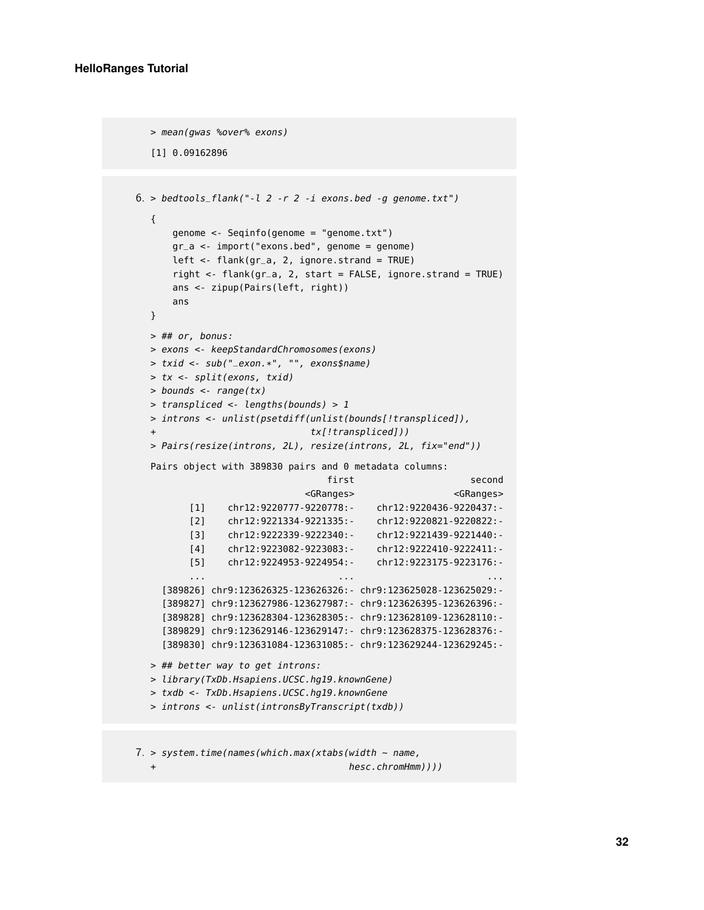```
> mean(gwas %over% exons)

[1] 0.09162896
```

6.
```
> bedtools_flank("-l 2 -r 2 -i exons.bed -g genome.txt")

{
    genome <- Seqinfo(genome = "genome.txt")
    gr_a <- import("exons.bed", genome = genome)
    left <- flank(gr_a, 2, ignore.strand = TRUE)
    right <- flank(gr_a, 2, start = FALSE, ignore.strand = TRUE)
    ans <- zipup(Pairs(left, right))
    ans
}

> ## or, bonus:
> exons <- keepStandardChromosomes(exons)
> txid <- sub("_exon.*", "", exons$name)
> tx <- split(exons, txid)
> bounds <- range(tx)
> transpliced <- lengths(bounds) > 1
> introns <- unlist(psetdiff(unlist(bounds[!transpliced]),
+                            tx[!transpliced]))
> Pairs(resize(introns, 2L), resize(introns, 2L, fix="end"))

Pairs object with 389830 pairs and 0 metadata columns:
                              first                    second
                          <GRanges>                 <GRanges>
       [1]    chr12:9220777-9220778:-    chr12:9220436-9220437:-
       [2]    chr12:9221334-9221335:-    chr12:9220821-9220822:-
       [3]    chr12:9222339-9222340:-    chr12:9221439-9221440:-
       [4]    chr12:9223082-9223083:-    chr12:9222410-9222411:-
       [5]    chr12:9224953-9224954:-    chr12:9223175-9223176:-
       ...                        ...                        ...
  [389826] chr9:123626325-123626326:- chr9:123625028-123625029:-
  [389827] chr9:123627986-123627987:- chr9:123626395-123626396:-
  [389828] chr9:123628304-123628305:- chr9:123628109-123628110:-
  [389829] chr9:123629146-123629147:- chr9:123628375-123628376:-
  [389830] chr9:123631084-123631085:- chr9:123629244-123629245:-

> ## better way to get introns:
> library(TxDb.Hsapiens.UCSC.hg19.knownGene)
> txdb <- TxDb.Hsapiens.UCSC.hg19.knownGene
> introns <- unlist(intronsByTranscript(txdb))
```

7.
```
> system.time(names(which.max(xtabs(width ~ name,
+                                   hesc.chromHmm))))
```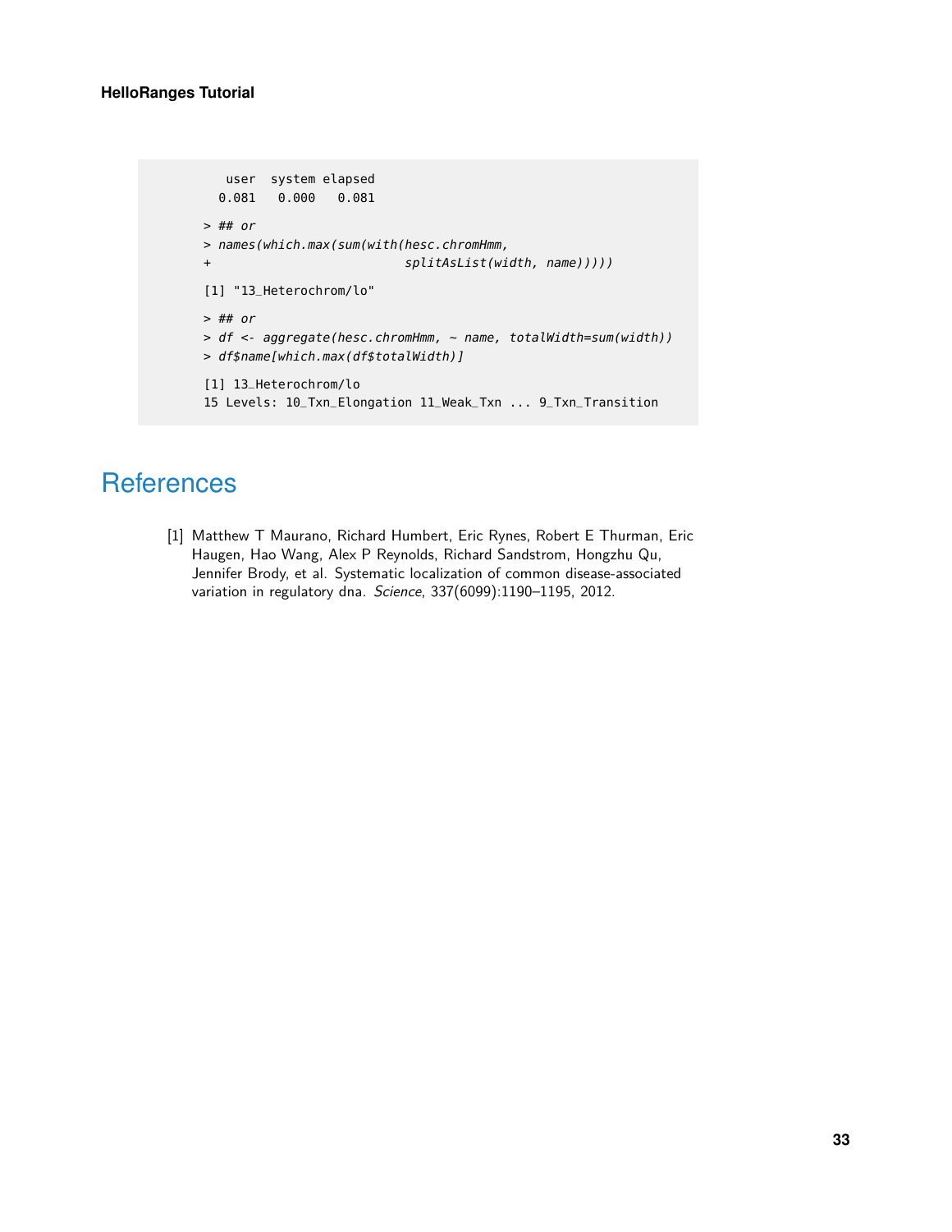```
   user  system elapsed
  0.081   0.000   0.081

> ## or
> names(which.max(sum(with(hesc.chromHmm,
+                           splitAsList(width, name)))))

[1] "13_Heterochrom/lo"

> ## or
> df <- aggregate(hesc.chromHmm, ~ name, totalWidth=sum(width))
> df$name[which.max(df$totalWidth)]

[1] 13_Heterochrom/lo
15 Levels: 10_Txn_Elongation 11_Weak_Txn ... 9_Txn_Transition
```

# References

[1] Matthew T Maurano, Richard Humbert, Eric Rynes, Robert E Thurman, Eric Haugen, Hao Wang, Alex P Reynolds, Richard Sandstrom, Hongzhu Qu, Jennifer Brody, et al. Systematic localization of common disease-associated variation in regulatory dna. *Science*, 337(6099):1190–1195, 2012.